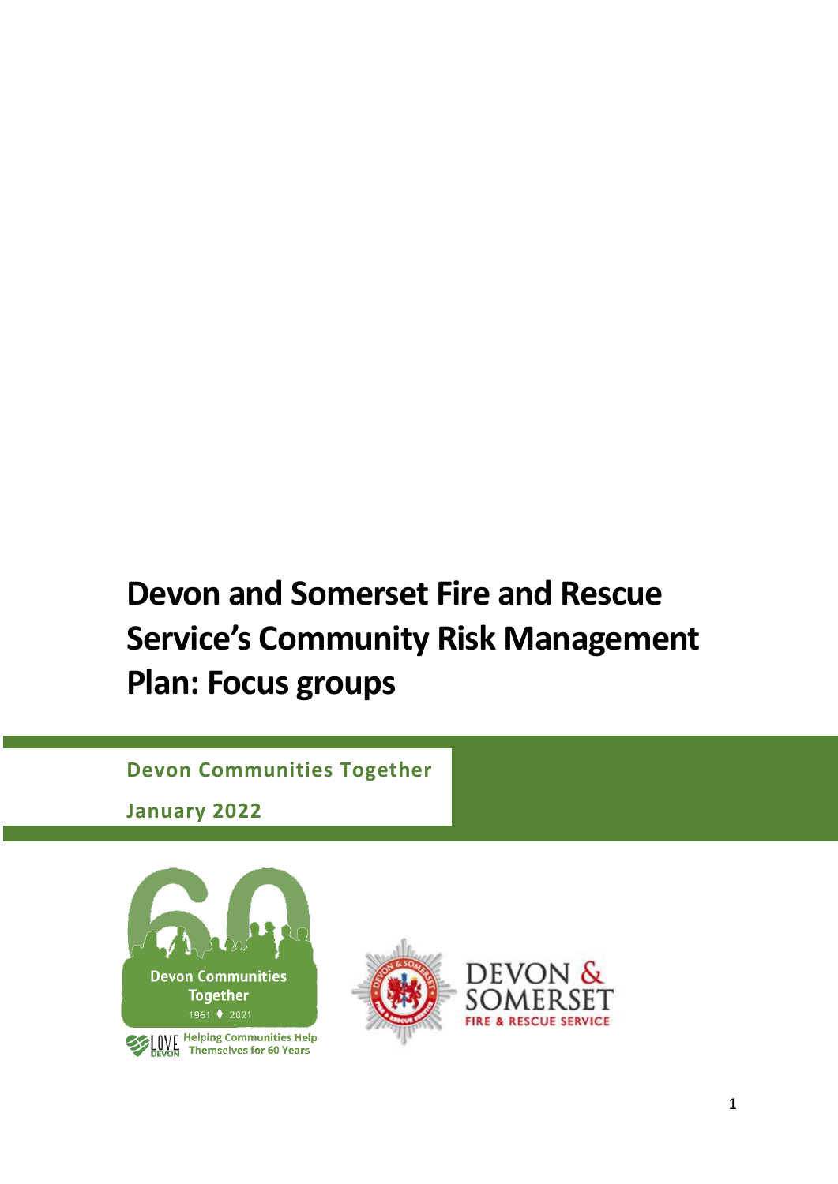# Devon and Somerset Fire and Rescue Service's Community Risk Management Plan: Focus groups

**Devon Communities Together**

**January 2022**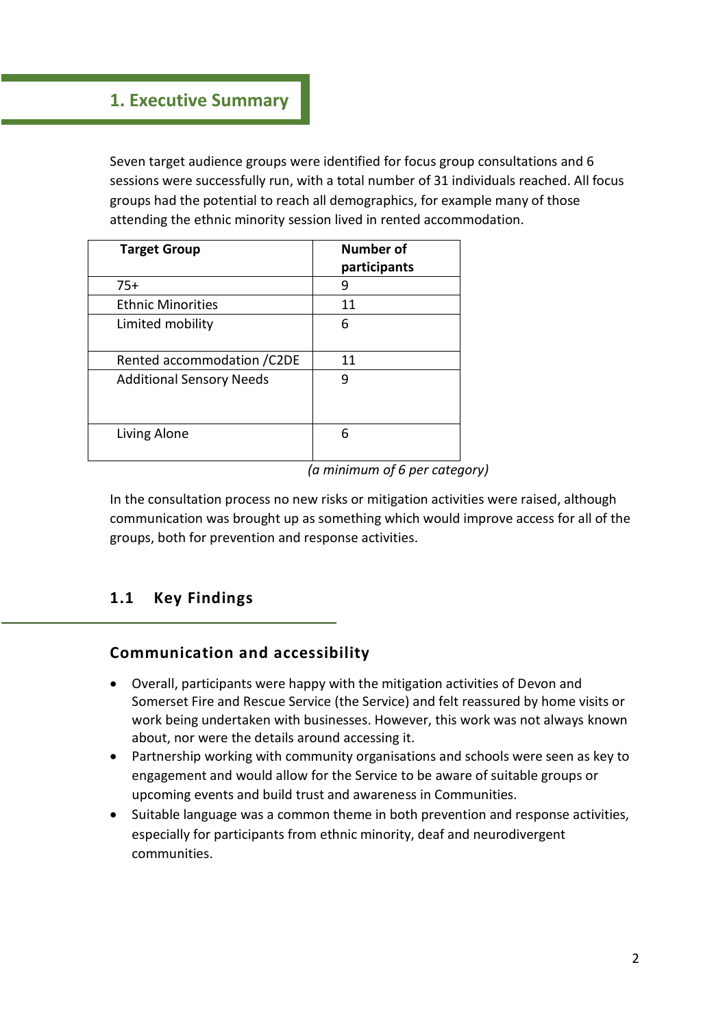# 1. Executive Summary

Seven target audience groups were identified for focus group consultations and 6 sessions were successfully run, with a total number of 31 individuals reached. All focus groups had the potential to reach all demographics, for example many of those attending the ethnic minority session lived in rented accommodation.

| Target Group | Number of participants |
|---|---|
| 75+ | 9 |
| Ethnic Minorities | 11 |
| Limited mobility | 6 |
| Rented accommodation /C2DE | 11 |
| Additional Sensory Needs | 9 |
| Living Alone | 6 |

*(a minimum of 6 per category)*

In the consultation process no new risks or mitigation activities were raised, although communication was brought up as something which would improve access for all of the groups, both for prevention and response activities.

## 1.1 Key Findings

### Communication and accessibility

- Overall, participants were happy with the mitigation activities of Devon and Somerset Fire and Rescue Service (the Service) and felt reassured by home visits or work being undertaken with businesses. However, this work was not always known about, nor were the details around accessing it.
- Partnership working with community organisations and schools were seen as key to engagement and would allow for the Service to be aware of suitable groups or upcoming events and build trust and awareness in Communities.
- Suitable language was a common theme in both prevention and response activities, especially for participants from ethnic minority, deaf and neurodivergent communities.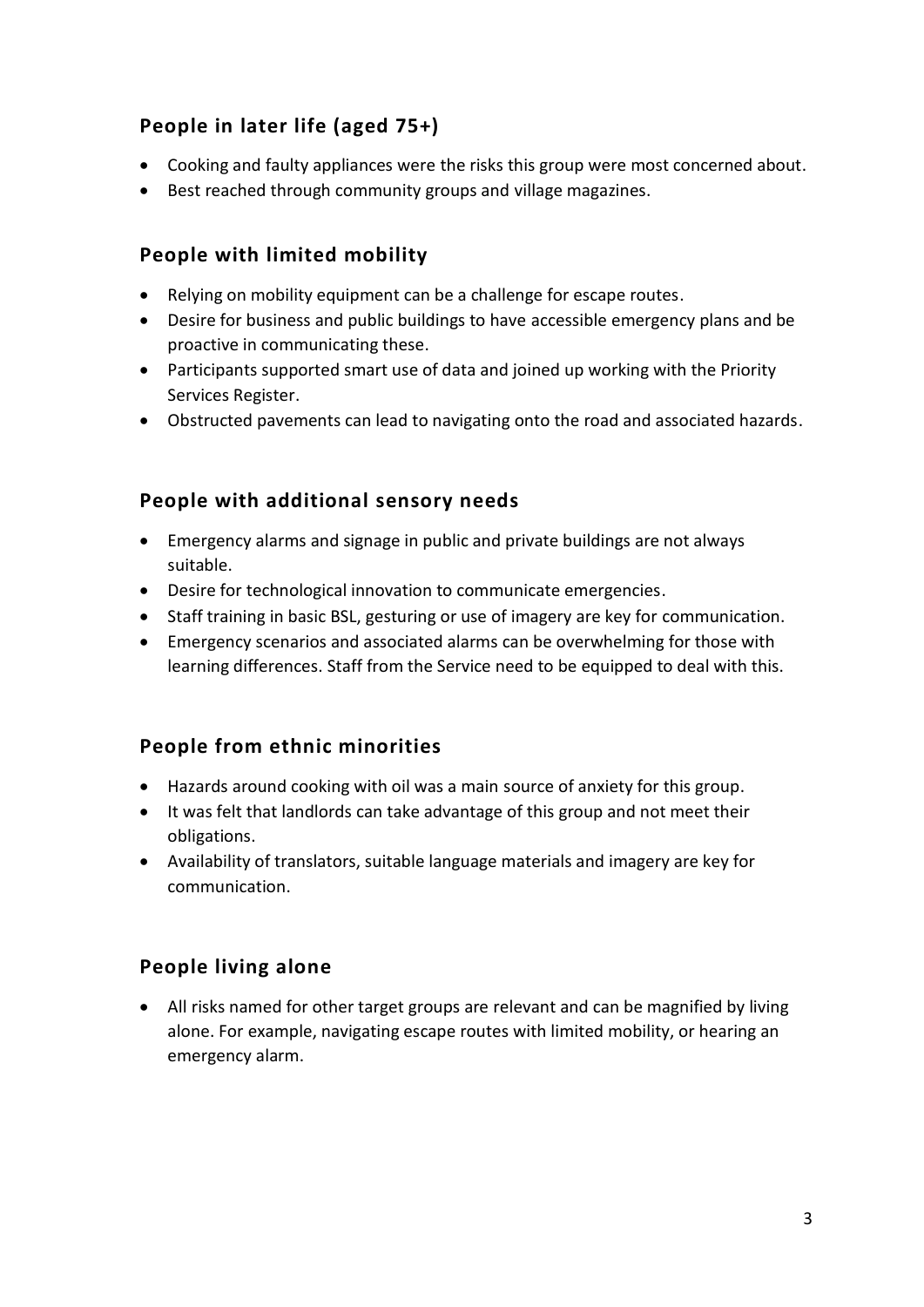### People in later life (aged 75+)

- Cooking and faulty appliances were the risks this group were most concerned about.
- Best reached through community groups and village magazines.

### People with limited mobility

- Relying on mobility equipment can be a challenge for escape routes.
- Desire for business and public buildings to have accessible emergency plans and be proactive in communicating these.
- Participants supported smart use of data and joined up working with the Priority Services Register.
- Obstructed pavements can lead to navigating onto the road and associated hazards.

### People with additional sensory needs

- Emergency alarms and signage in public and private buildings are not always suitable.
- Desire for technological innovation to communicate emergencies.
- Staff training in basic BSL, gesturing or use of imagery are key for communication.
- Emergency scenarios and associated alarms can be overwhelming for those with learning differences. Staff from the Service need to be equipped to deal with this.

### People from ethnic minorities

- Hazards around cooking with oil was a main source of anxiety for this group.
- It was felt that landlords can take advantage of this group and not meet their obligations.
- Availability of translators, suitable language materials and imagery are key for communication.

### People living alone

- All risks named for other target groups are relevant and can be magnified by living alone. For example, navigating escape routes with limited mobility, or hearing an emergency alarm.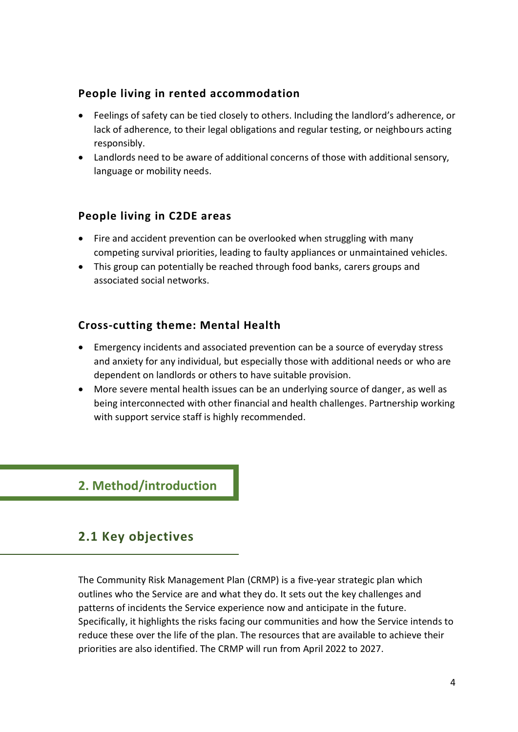### People living in rented accommodation

- Feelings of safety can be tied closely to others. Including the landlord's adherence, or lack of adherence, to their legal obligations and regular testing, or neighbours acting responsibly.
- Landlords need to be aware of additional concerns of those with additional sensory, language or mobility needs.

### People living in C2DE areas

- Fire and accident prevention can be overlooked when struggling with many competing survival priorities, leading to faulty appliances or unmaintained vehicles.
- This group can potentially be reached through food banks, carers groups and associated social networks.

### Cross-cutting theme: Mental Health

- Emergency incidents and associated prevention can be a source of everyday stress and anxiety for any individual, but especially those with additional needs or who are dependent on landlords or others to have suitable provision.
- More severe mental health issues can be an underlying source of danger, as well as being interconnected with other financial and health challenges. Partnership working with support service staff is highly recommended.

# 2. Method/introduction

## 2.1 Key objectives

The Community Risk Management Plan (CRMP) is a five-year strategic plan which outlines who the Service are and what they do. It sets out the key challenges and patterns of incidents the Service experience now and anticipate in the future. Specifically, it highlights the risks facing our communities and how the Service intends to reduce these over the life of the plan. The resources that are available to achieve their priorities are also identified. The CRMP will run from April 2022 to 2027.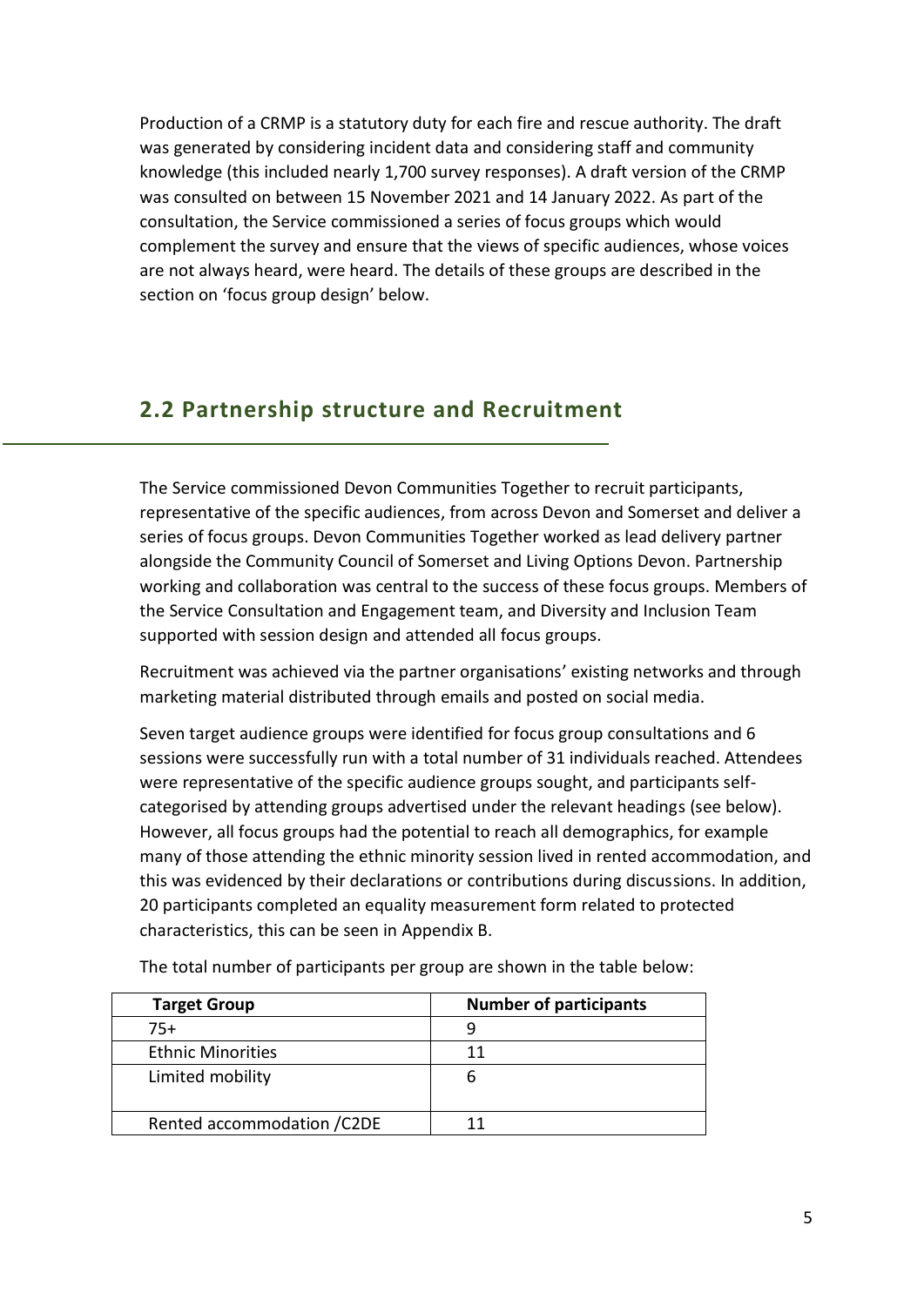Production of a CRMP is a statutory duty for each fire and rescue authority. The draft was generated by considering incident data and considering staff and community knowledge (this included nearly 1,700 survey responses). A draft version of the CRMP was consulted on between 15 November 2021 and 14 January 2022. As part of the consultation, the Service commissioned a series of focus groups which would complement the survey and ensure that the views of specific audiences, whose voices are not always heard, were heard. The details of these groups are described in the section on 'focus group design' below.

## 2.2 Partnership structure and Recruitment

The Service commissioned Devon Communities Together to recruit participants, representative of the specific audiences, from across Devon and Somerset and deliver a series of focus groups. Devon Communities Together worked as lead delivery partner alongside the Community Council of Somerset and Living Options Devon. Partnership working and collaboration was central to the success of these focus groups. Members of the Service Consultation and Engagement team, and Diversity and Inclusion Team supported with session design and attended all focus groups.

Recruitment was achieved via the partner organisations' existing networks and through marketing material distributed through emails and posted on social media.

Seven target audience groups were identified for focus group consultations and 6 sessions were successfully run with a total number of 31 individuals reached. Attendees were representative of the specific audience groups sought, and participants self-categorised by attending groups advertised under the relevant headings (see below). However, all focus groups had the potential to reach all demographics, for example many of those attending the ethnic minority session lived in rented accommodation, and this was evidenced by their declarations or contributions during discussions. In addition, 20 participants completed an equality measurement form related to protected characteristics, this can be seen in Appendix B.

The total number of participants per group are shown in the table below:

| Target Group | Number of participants |
|---|---|
| 75+ | 9 |
| Ethnic Minorities | 11 |
| Limited mobility | 6 |
| Rented accommodation /C2DE | 11 |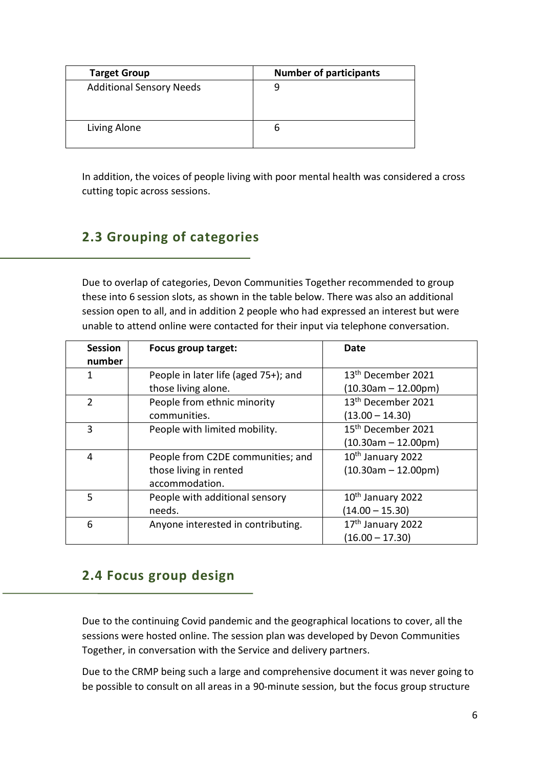| Target Group | Number of participants |
| --- | --- |
| Additional Sensory Needs | 9 |
| Living Alone | 6 |

In addition, the voices of people living with poor mental health was considered a cross cutting topic across sessions.

## 2.3 Grouping of categories

Due to overlap of categories, Devon Communities Together recommended to group these into 6 session slots, as shown in the table below. There was also an additional session open to all, and in addition 2 people who had expressed an interest but were unable to attend online were contacted for their input via telephone conversation.

| Session number | Focus group target: | Date |
| --- | --- | --- |
| 1 | People in later life (aged 75+); and those living alone. | 13th December 2021 (10.30am – 12.00pm) |
| 2 | People from ethnic minority communities. | 13th December 2021 (13.00 – 14.30) |
| 3 | People with limited mobility. | 15th December 2021 (10.30am – 12.00pm) |
| 4 | People from C2DE communities; and those living in rented accommodation. | 10th January 2022 (10.30am – 12.00pm) |
| 5 | People with additional sensory needs. | 10th January 2022 (14.00 – 15.30) |
| 6 | Anyone interested in contributing. | 17th January 2022 (16.00 – 17.30) |

## 2.4 Focus group design

Due to the continuing Covid pandemic and the geographical locations to cover, all the sessions were hosted online. The session plan was developed by Devon Communities Together, in conversation with the Service and delivery partners.

Due to the CRMP being such a large and comprehensive document it was never going to be possible to consult on all areas in a 90-minute session, but the focus group structure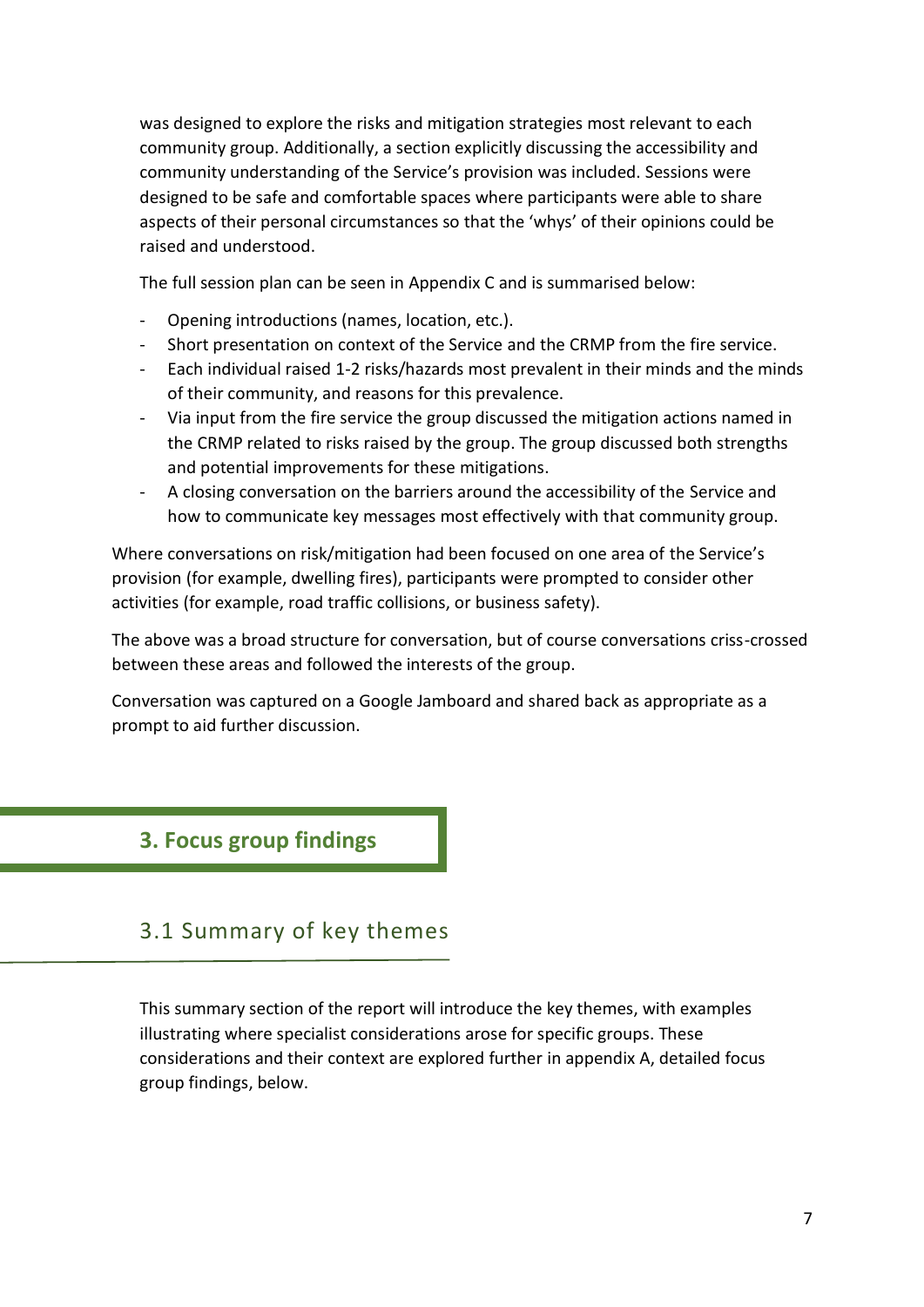was designed to explore the risks and mitigation strategies most relevant to each community group. Additionally, a section explicitly discussing the accessibility and community understanding of the Service's provision was included. Sessions were designed to be safe and comfortable spaces where participants were able to share aspects of their personal circumstances so that the 'whys' of their opinions could be raised and understood.

The full session plan can be seen in Appendix C and is summarised below:

- Opening introductions (names, location, etc.).
- Short presentation on context of the Service and the CRMP from the fire service.
- Each individual raised 1-2 risks/hazards most prevalent in their minds and the minds of their community, and reasons for this prevalence.
- Via input from the fire service the group discussed the mitigation actions named in the CRMP related to risks raised by the group. The group discussed both strengths and potential improvements for these mitigations.
- A closing conversation on the barriers around the accessibility of the Service and how to communicate key messages most effectively with that community group.

Where conversations on risk/mitigation had been focused on one area of the Service's provision (for example, dwelling fires), participants were prompted to consider other activities (for example, road traffic collisions, or business safety).

The above was a broad structure for conversation, but of course conversations criss-crossed between these areas and followed the interests of the group.

Conversation was captured on a Google Jamboard and shared back as appropriate as a prompt to aid further discussion.

# 3. Focus group findings

## 3.1 Summary of key themes

This summary section of the report will introduce the key themes, with examples illustrating where specialist considerations arose for specific groups. These considerations and their context are explored further in appendix A, detailed focus group findings, below.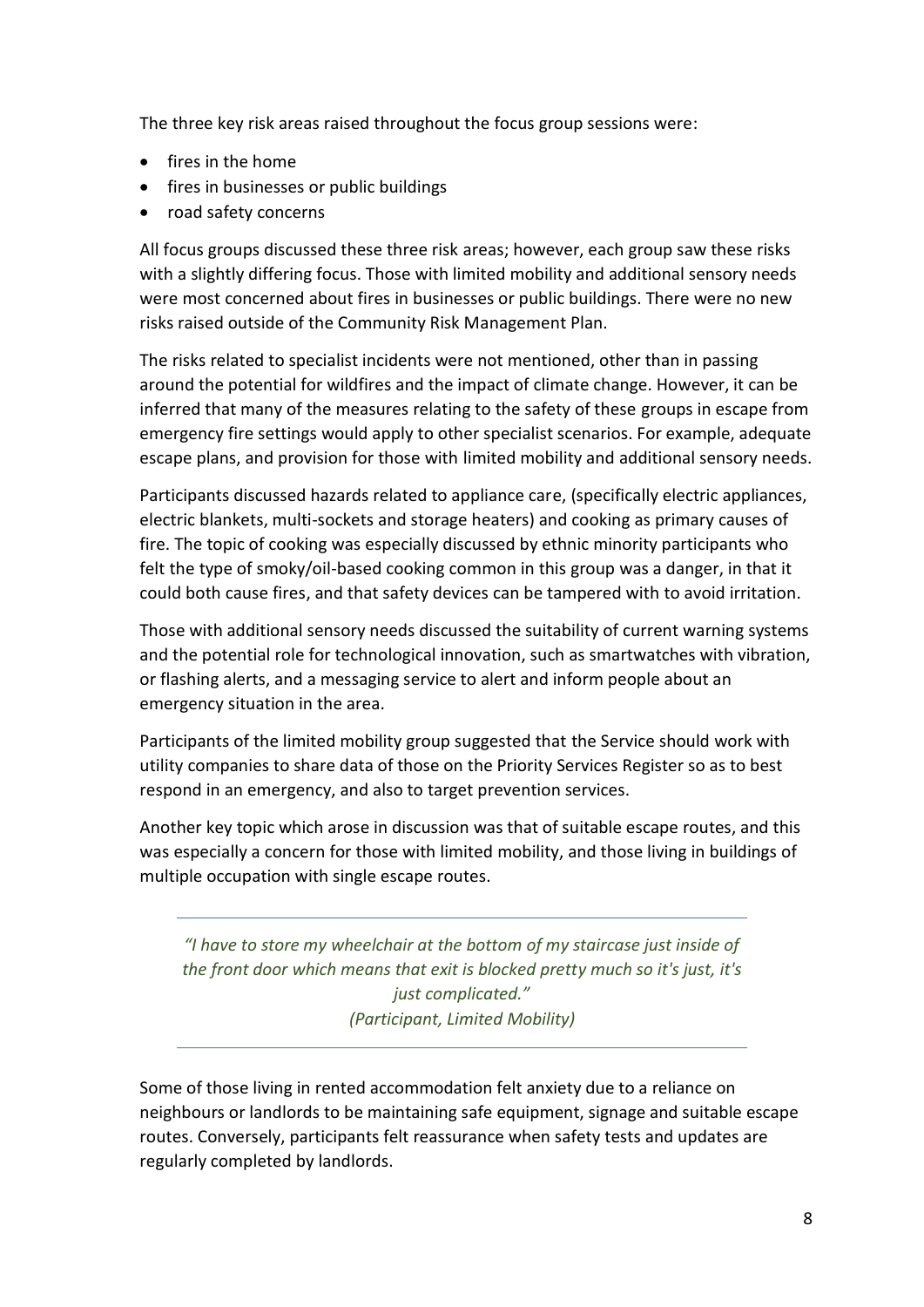The three key risk areas raised throughout the focus group sessions were:

- fires in the home
- fires in businesses or public buildings
- road safety concerns

All focus groups discussed these three risk areas; however, each group saw these risks with a slightly differing focus. Those with limited mobility and additional sensory needs were most concerned about fires in businesses or public buildings. There were no new risks raised outside of the Community Risk Management Plan.

The risks related to specialist incidents were not mentioned, other than in passing around the potential for wildfires and the impact of climate change. However, it can be inferred that many of the measures relating to the safety of these groups in escape from emergency fire settings would apply to other specialist scenarios. For example, adequate escape plans, and provision for those with limited mobility and additional sensory needs.

Participants discussed hazards related to appliance care, (specifically electric appliances, electric blankets, multi-sockets and storage heaters) and cooking as primary causes of fire. The topic of cooking was especially discussed by ethnic minority participants who felt the type of smoky/oil-based cooking common in this group was a danger, in that it could both cause fires, and that safety devices can be tampered with to avoid irritation.

Those with additional sensory needs discussed the suitability of current warning systems and the potential role for technological innovation, such as smartwatches with vibration, or flashing alerts, and a messaging service to alert and inform people about an emergency situation in the area.

Participants of the limited mobility group suggested that the Service should work with utility companies to share data of those on the Priority Services Register so as to best respond in an emergency, and also to target prevention services.

Another key topic which arose in discussion was that of suitable escape routes, and this was especially a concern for those with limited mobility, and those living in buildings of multiple occupation with single escape routes.

> *"I have to store my wheelchair at the bottom of my staircase just inside of the front door which means that exit is blocked pretty much so it's just, it's just complicated."*
> *(Participant, Limited Mobility)*

Some of those living in rented accommodation felt anxiety due to a reliance on neighbours or landlords to be maintaining safe equipment, signage and suitable escape routes. Conversely, participants felt reassurance when safety tests and updates are regularly completed by landlords.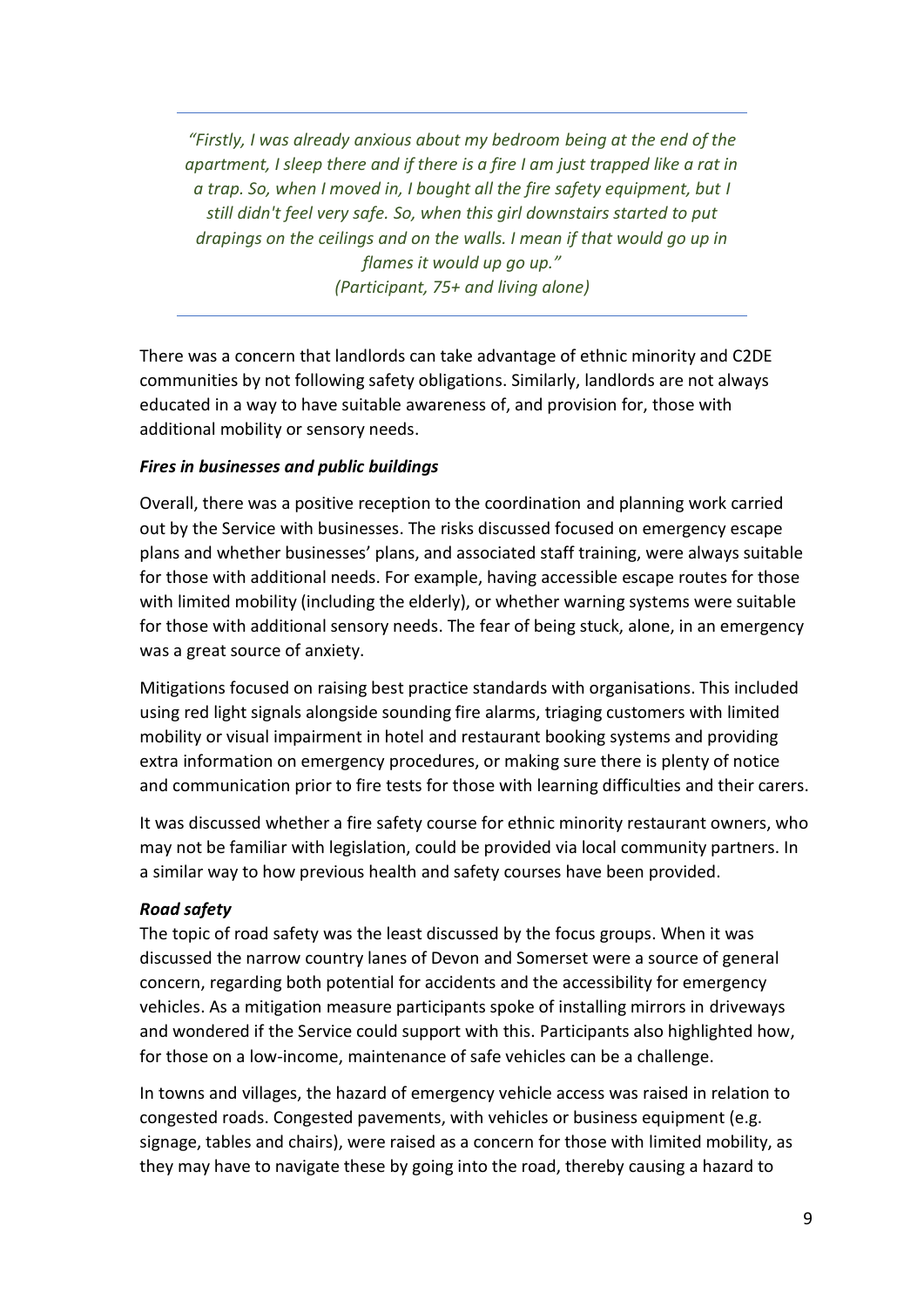---

*"Firstly, I was already anxious about my bedroom being at the end of the apartment, I sleep there and if there is a fire I am just trapped like a rat in a trap. So, when I moved in, I bought all the fire safety equipment, but I still didn't feel very safe. So, when this girl downstairs started to put drapings on the ceilings and on the walls. I mean if that would go up in flames it would up go up."*
*(Participant, 75+ and living alone)*

---

There was a concern that landlords can take advantage of ethnic minority and C2DE communities by not following safety obligations. Similarly, landlords are not always educated in a way to have suitable awareness of, and provision for, those with additional mobility or sensory needs.

***Fires in businesses and public buildings***

Overall, there was a positive reception to the coordination and planning work carried out by the Service with businesses. The risks discussed focused on emergency escape plans and whether businesses' plans, and associated staff training, were always suitable for those with additional needs. For example, having accessible escape routes for those with limited mobility (including the elderly), or whether warning systems were suitable for those with additional sensory needs. The fear of being stuck, alone, in an emergency was a great source of anxiety.

Mitigations focused on raising best practice standards with organisations. This included using red light signals alongside sounding fire alarms, triaging customers with limited mobility or visual impairment in hotel and restaurant booking systems and providing extra information on emergency procedures, or making sure there is plenty of notice and communication prior to fire tests for those with learning difficulties and their carers.

It was discussed whether a fire safety course for ethnic minority restaurant owners, who may not be familiar with legislation, could be provided via local community partners. In a similar way to how previous health and safety courses have been provided.

***Road safety***

The topic of road safety was the least discussed by the focus groups. When it was discussed the narrow country lanes of Devon and Somerset were a source of general concern, regarding both potential for accidents and the accessibility for emergency vehicles. As a mitigation measure participants spoke of installing mirrors in driveways and wondered if the Service could support with this. Participants also highlighted how, for those on a low-income, maintenance of safe vehicles can be a challenge.

In towns and villages, the hazard of emergency vehicle access was raised in relation to congested roads. Congested pavements, with vehicles or business equipment (e.g. signage, tables and chairs), were raised as a concern for those with limited mobility, as they may have to navigate these by going into the road, thereby causing a hazard to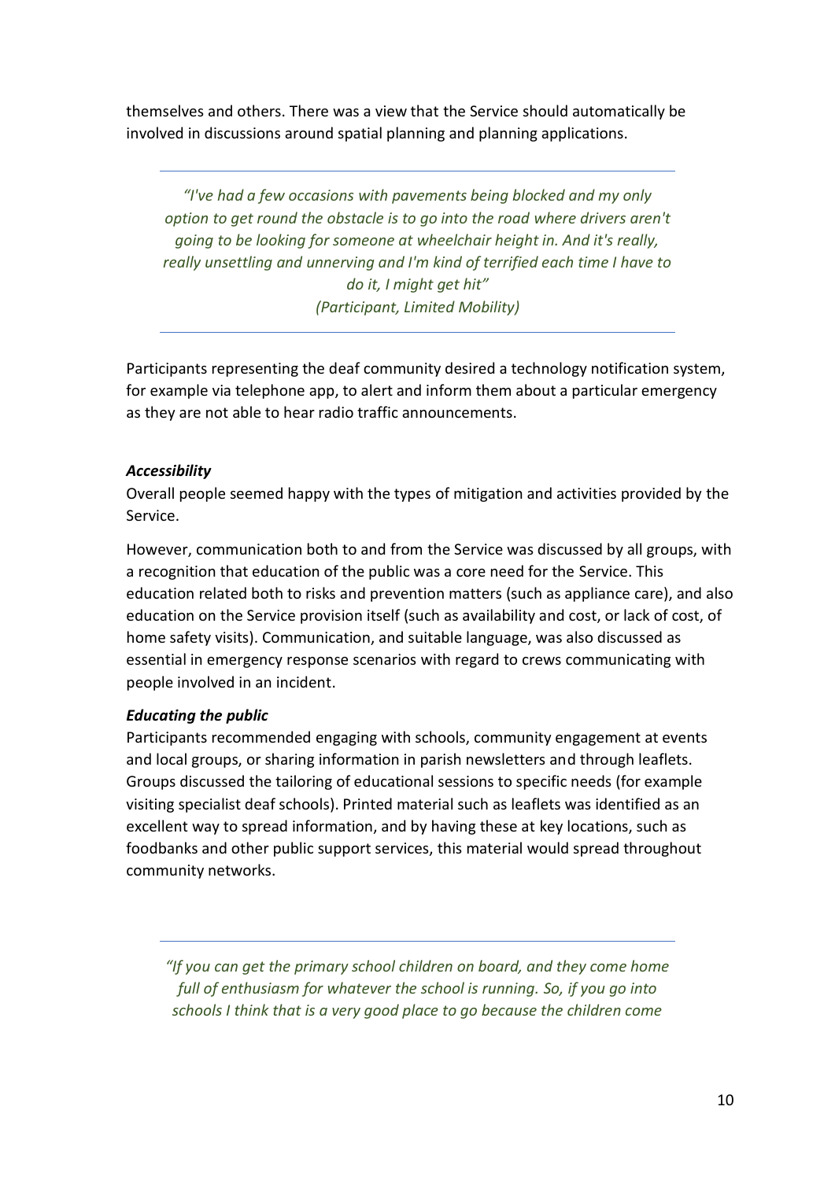themselves and others. There was a view that the Service should automatically be involved in discussions around spatial planning and planning applications.

---

> *"I've had a few occasions with pavements being blocked and my only option to get round the obstacle is to go into the road where drivers aren't going to be looking for someone at wheelchair height in. And it's really, really unsettling and unnerving and I'm kind of terrified each time I have to do it, I might get hit"*
> *(Participant, Limited Mobility)*

---

Participants representing the deaf community desired a technology notification system, for example via telephone app, to alert and inform them about a particular emergency as they are not able to hear radio traffic announcements.

***Accessibility***

Overall people seemed happy with the types of mitigation and activities provided by the Service.

However, communication both to and from the Service was discussed by all groups, with a recognition that education of the public was a core need for the Service. This education related both to risks and prevention matters (such as appliance care), and also education on the Service provision itself (such as availability and cost, or lack of cost, of home safety visits). Communication, and suitable language, was also discussed as essential in emergency response scenarios with regard to crews communicating with people involved in an incident.

***Educating the public***

Participants recommended engaging with schools, community engagement at events and local groups, or sharing information in parish newsletters and through leaflets. Groups discussed the tailoring of educational sessions to specific needs (for example visiting specialist deaf schools). Printed material such as leaflets was identified as an excellent way to spread information, and by having these at key locations, such as foodbanks and other public support services, this material would spread throughout community networks.

---

> *"If you can get the primary school children on board, and they come home full of enthusiasm for whatever the school is running. So, if you go into schools I think that is a very good place to go because the children come*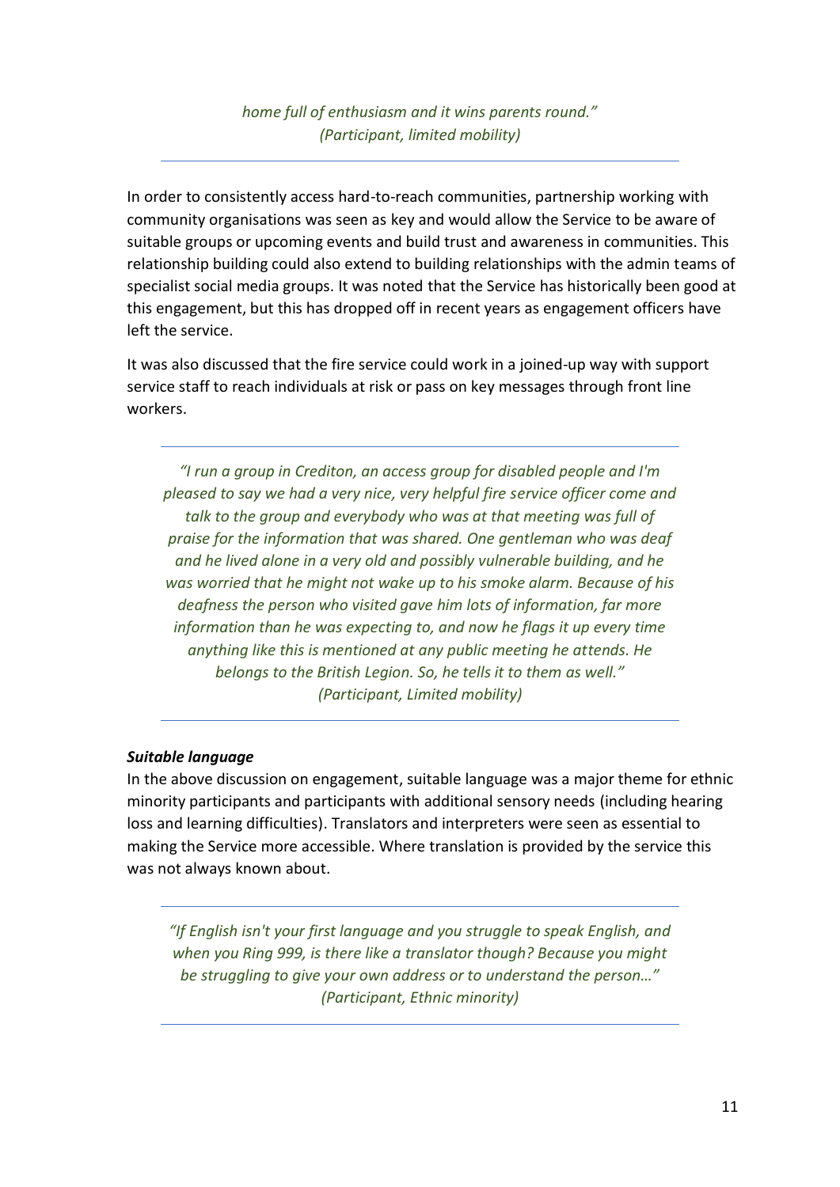*home full of enthusiasm and it wins parents round."*
*(Participant, limited mobility)*

---

In order to consistently access hard-to-reach communities, partnership working with community organisations was seen as key and would allow the Service to be aware of suitable groups or upcoming events and build trust and awareness in communities. This relationship building could also extend to building relationships with the admin teams of specialist social media groups. It was noted that the Service has historically been good at this engagement, but this has dropped off in recent years as engagement officers have left the service.

It was also discussed that the fire service could work in a joined-up way with support service staff to reach individuals at risk or pass on key messages through front line workers.

---

*"I run a group in Crediton, an access group for disabled people and I'm pleased to say we had a very nice, very helpful fire service officer come and talk to the group and everybody who was at that meeting was full of praise for the information that was shared. One gentleman who was deaf and he lived alone in a very old and possibly vulnerable building, and he was worried that he might not wake up to his smoke alarm. Because of his deafness the person who visited gave him lots of information, far more information than he was expecting to, and now he flags it up every time anything like this is mentioned at any public meeting he attends. He belongs to the British Legion. So, he tells it to them as well."*
*(Participant, Limited mobility)*

---

***Suitable language***

In the above discussion on engagement, suitable language was a major theme for ethnic minority participants and participants with additional sensory needs (including hearing loss and learning difficulties). Translators and interpreters were seen as essential to making the Service more accessible. Where translation is provided by the service this was not always known about.

---

*"If English isn't your first language and you struggle to speak English, and when you Ring 999, is there like a translator though? Because you might be struggling to give your own address or to understand the person…"*
*(Participant, Ethnic minority)*

---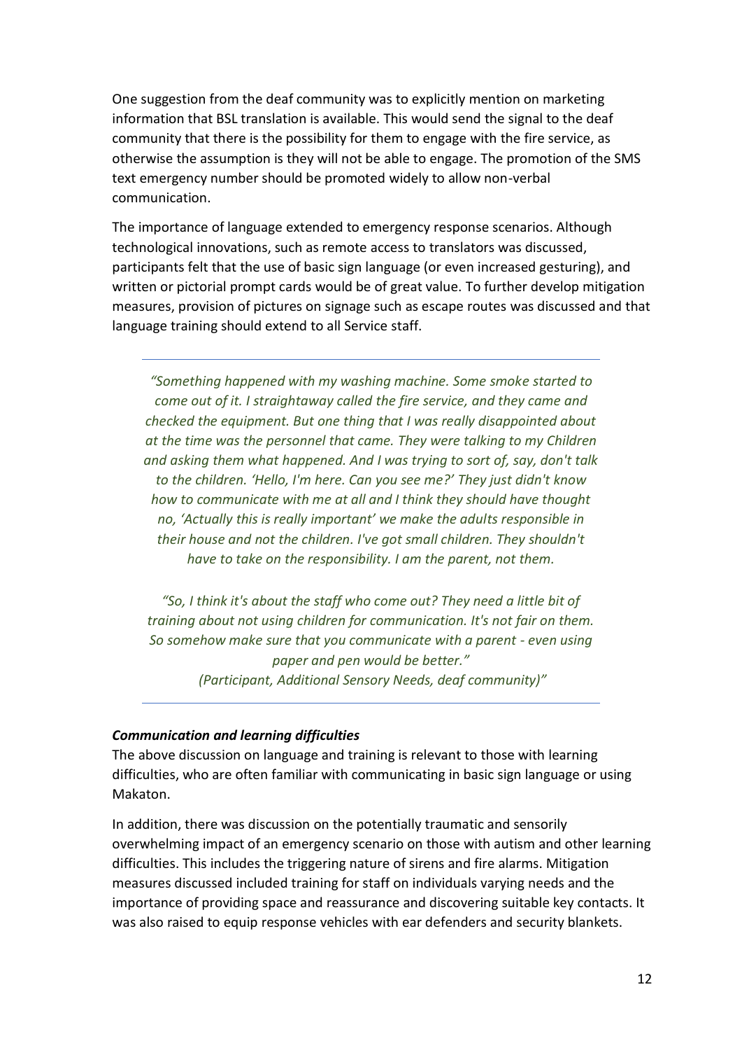One suggestion from the deaf community was to explicitly mention on marketing information that BSL translation is available. This would send the signal to the deaf community that there is the possibility for them to engage with the fire service, as otherwise the assumption is they will not be able to engage. The promotion of the SMS text emergency number should be promoted widely to allow non-verbal communication.

The importance of language extended to emergency response scenarios. Although technological innovations, such as remote access to translators was discussed, participants felt that the use of basic sign language (or even increased gesturing), and written or pictorial prompt cards would be of great value. To further develop mitigation measures, provision of pictures on signage such as escape routes was discussed and that language training should extend to all Service staff.

---

> *"Something happened with my washing machine. Some smoke started to come out of it. I straightaway called the fire service, and they came and checked the equipment. But one thing that I was really disappointed about at the time was the personnel that came. They were talking to my Children and asking them what happened. And I was trying to sort of, say, don't talk to the children. 'Hello, I'm here. Can you see me?' They just didn't know how to communicate with me at all and I think they should have thought no, 'Actually this is really important' we make the adults responsible in their house and not the children. I've got small children. They shouldn't have to take on the responsibility. I am the parent, not them.*
>
> *"So, I think it's about the staff who come out? They need a little bit of training about not using children for communication. It's not fair on them. So somehow make sure that you communicate with a parent - even using paper and pen would be better."*
> *(Participant, Additional Sensory Needs, deaf community)"*

---

### *Communication and learning difficulties*

The above discussion on language and training is relevant to those with learning difficulties, who are often familiar with communicating in basic sign language or using Makaton.

In addition, there was discussion on the potentially traumatic and sensorily overwhelming impact of an emergency scenario on those with autism and other learning difficulties. This includes the triggering nature of sirens and fire alarms. Mitigation measures discussed included training for staff on individuals varying needs and the importance of providing space and reassurance and discovering suitable key contacts. It was also raised to equip response vehicles with ear defenders and security blankets.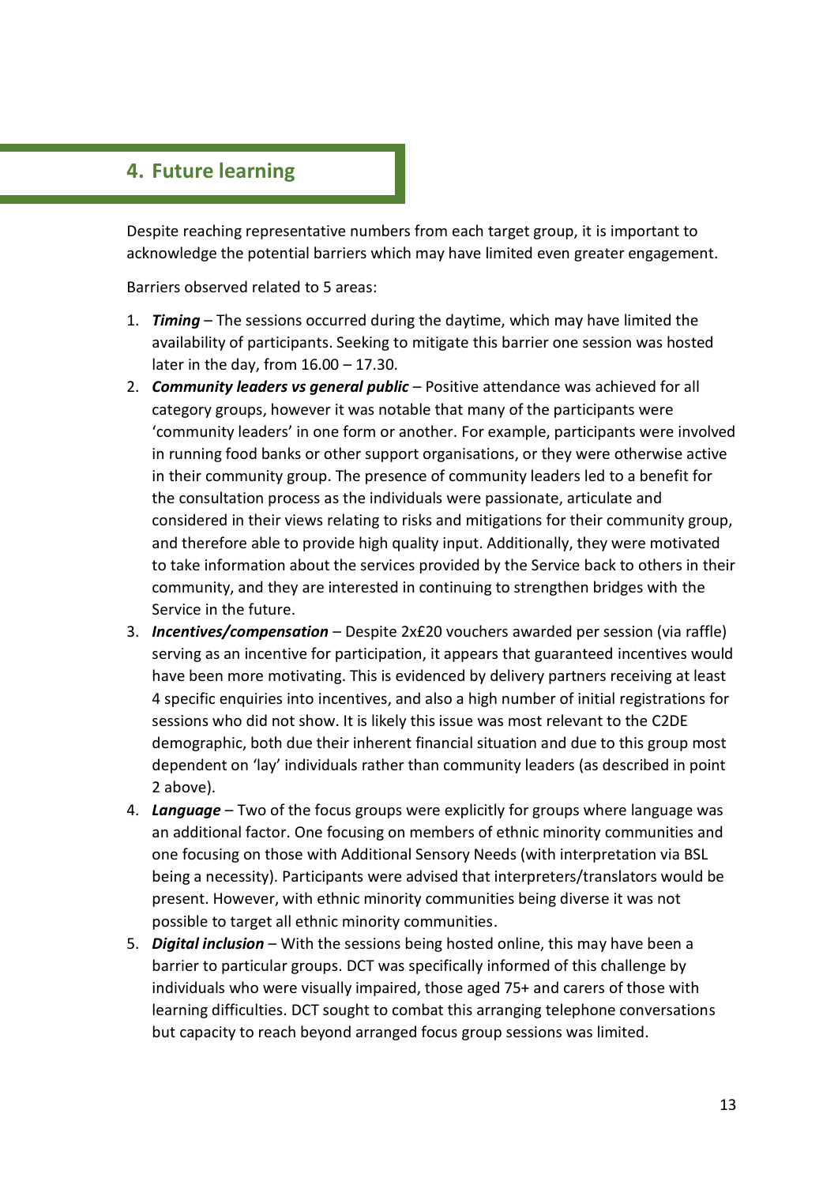## 4. Future learning

Despite reaching representative numbers from each target group, it is important to acknowledge the potential barriers which may have limited even greater engagement.

Barriers observed related to 5 areas:

1. ***Timing*** – The sessions occurred during the daytime, which may have limited the availability of participants. Seeking to mitigate this barrier one session was hosted later in the day, from 16.00 – 17.30.
2. ***Community leaders vs general public*** – Positive attendance was achieved for all category groups, however it was notable that many of the participants were 'community leaders' in one form or another. For example, participants were involved in running food banks or other support organisations, or they were otherwise active in their community group. The presence of community leaders led to a benefit for the consultation process as the individuals were passionate, articulate and considered in their views relating to risks and mitigations for their community group, and therefore able to provide high quality input. Additionally, they were motivated to take information about the services provided by the Service back to others in their community, and they are interested in continuing to strengthen bridges with the Service in the future.
3. ***Incentives/compensation*** – Despite 2x£20 vouchers awarded per session (via raffle) serving as an incentive for participation, it appears that guaranteed incentives would have been more motivating. This is evidenced by delivery partners receiving at least 4 specific enquiries into incentives, and also a high number of initial registrations for sessions who did not show. It is likely this issue was most relevant to the C2DE demographic, both due their inherent financial situation and due to this group most dependent on 'lay' individuals rather than community leaders (as described in point 2 above).
4. ***Language*** – Two of the focus groups were explicitly for groups where language was an additional factor. One focusing on members of ethnic minority communities and one focusing on those with Additional Sensory Needs (with interpretation via BSL being a necessity). Participants were advised that interpreters/translators would be present. However, with ethnic minority communities being diverse it was not possible to target all ethnic minority communities.
5. ***Digital inclusion*** – With the sessions being hosted online, this may have been a barrier to particular groups. DCT was specifically informed of this challenge by individuals who were visually impaired, those aged 75+ and carers of those with learning difficulties. DCT sought to combat this arranging telephone conversations but capacity to reach beyond arranged focus group sessions was limited.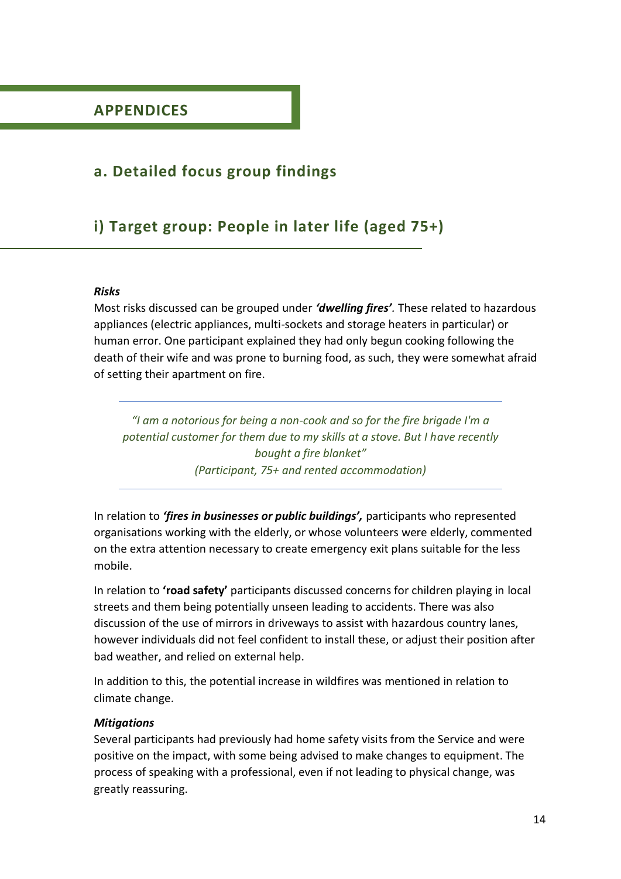# APPENDICES

## a. Detailed focus group findings

### i) Target group: People in later life (aged 75+)

***Risks***

Most risks discussed can be grouped under ***'dwelling fires'.*** These related to hazardous appliances (electric appliances, multi-sockets and storage heaters in particular) or human error. One participant explained they had only begun cooking following the death of their wife and was prone to burning food, as such, they were somewhat afraid of setting their apartment on fire.

> *"I am a notorious for being a non-cook and so for the fire brigade I'm a potential customer for them due to my skills at a stove. But I have recently bought a fire blanket"*
> *(Participant, 75+ and rented accommodation)*

In relation to ***'fires in businesses or public buildings',*** participants who represented organisations working with the elderly, or whose volunteers were elderly, commented on the extra attention necessary to create emergency exit plans suitable for the less mobile.

In relation to **'road safety'** participants discussed concerns for children playing in local streets and them being potentially unseen leading to accidents. There was also discussion of the use of mirrors in driveways to assist with hazardous country lanes, however individuals did not feel confident to install these, or adjust their position after bad weather, and relied on external help.

In addition to this, the potential increase in wildfires was mentioned in relation to climate change.

***Mitigations***

Several participants had previously had home safety visits from the Service and were positive on the impact, with some being advised to make changes to equipment. The process of speaking with a professional, even if not leading to physical change, was greatly reassuring.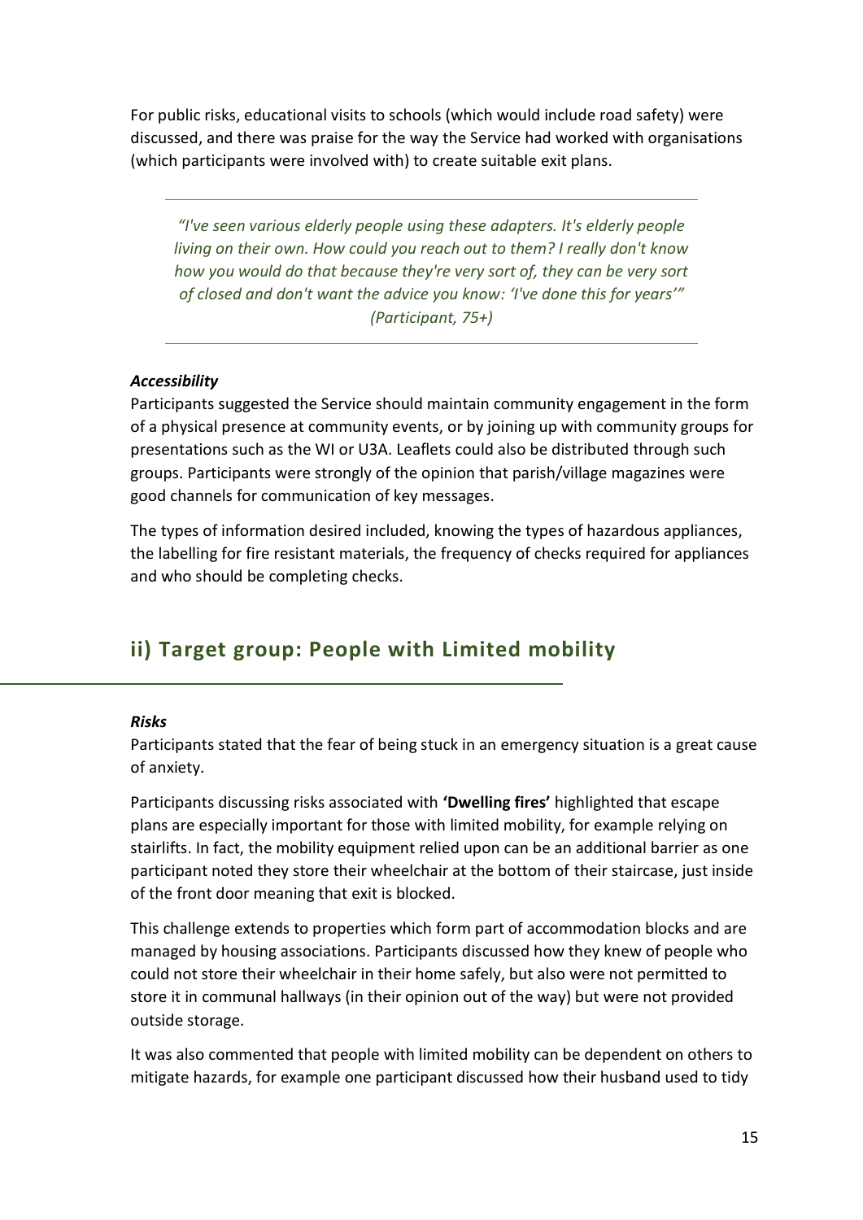For public risks, educational visits to schools (which would include road safety) were discussed, and there was praise for the way the Service had worked with organisations (which participants were involved with) to create suitable exit plans.

> *"I've seen various elderly people using these adapters. It's elderly people living on their own. How could you reach out to them? I really don't know how you would do that because they're very sort of, they can be very sort of closed and don't want the advice you know: 'I've done this for years'" (Participant, 75+)*

***Accessibility***

Participants suggested the Service should maintain community engagement in the form of a physical presence at community events, or by joining up with community groups for presentations such as the WI or U3A. Leaflets could also be distributed through such groups. Participants were strongly of the opinion that parish/village magazines were good channels for communication of key messages.

The types of information desired included, knowing the types of hazardous appliances, the labelling for fire resistant materials, the frequency of checks required for appliances and who should be completing checks.

## ii) Target group: People with Limited mobility

***Risks***

Participants stated that the fear of being stuck in an emergency situation is a great cause of anxiety.

Participants discussing risks associated with **'Dwelling fires'** highlighted that escape plans are especially important for those with limited mobility, for example relying on stairlifts. In fact, the mobility equipment relied upon can be an additional barrier as one participant noted they store their wheelchair at the bottom of their staircase, just inside of the front door meaning that exit is blocked.

This challenge extends to properties which form part of accommodation blocks and are managed by housing associations. Participants discussed how they knew of people who could not store their wheelchair in their home safely, but also were not permitted to store it in communal hallways (in their opinion out of the way) but were not provided outside storage.

It was also commented that people with limited mobility can be dependent on others to mitigate hazards, for example one participant discussed how their husband used to tidy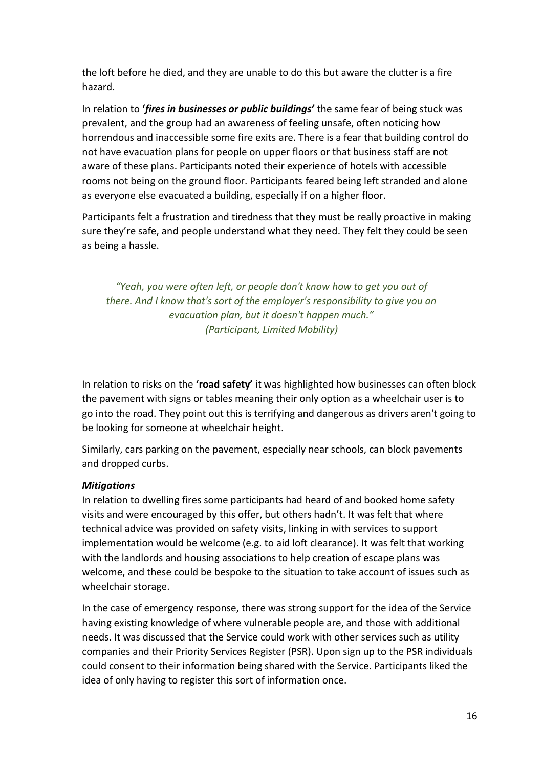the loft before he died, and they are unable to do this but aware the clutter is a fire hazard.

In relation to ***'fires in businesses or public buildings'*** the same fear of being stuck was prevalent, and the group had an awareness of feeling unsafe, often noticing how horrendous and inaccessible some fire exits are. There is a fear that building control do not have evacuation plans for people on upper floors or that business staff are not aware of these plans. Participants noted their experience of hotels with accessible rooms not being on the ground floor. Participants feared being left stranded and alone as everyone else evacuated a building, especially if on a higher floor.

Participants felt a frustration and tiredness that they must be really proactive in making sure they're safe, and people understand what they need. They felt they could be seen as being a hassle.

---

*"Yeah, you were often left, or people don't know how to get you out of there. And I know that's sort of the employer's responsibility to give you an evacuation plan, but it doesn't happen much."*
*(Participant, Limited Mobility)*

---

In relation to risks on the **'road safety'** it was highlighted how businesses can often block the pavement with signs or tables meaning their only option as a wheelchair user is to go into the road. They point out this is terrifying and dangerous as drivers aren't going to be looking for someone at wheelchair height.

Similarly, cars parking on the pavement, especially near schools, can block pavements and dropped curbs.

***Mitigations***

In relation to dwelling fires some participants had heard of and booked home safety visits and were encouraged by this offer, but others hadn't. It was felt that where technical advice was provided on safety visits, linking in with services to support implementation would be welcome (e.g. to aid loft clearance). It was felt that working with the landlords and housing associations to help creation of escape plans was welcome, and these could be bespoke to the situation to take account of issues such as wheelchair storage.

In the case of emergency response, there was strong support for the idea of the Service having existing knowledge of where vulnerable people are, and those with additional needs. It was discussed that the Service could work with other services such as utility companies and their Priority Services Register (PSR). Upon sign up to the PSR individuals could consent to their information being shared with the Service. Participants liked the idea of only having to register this sort of information once.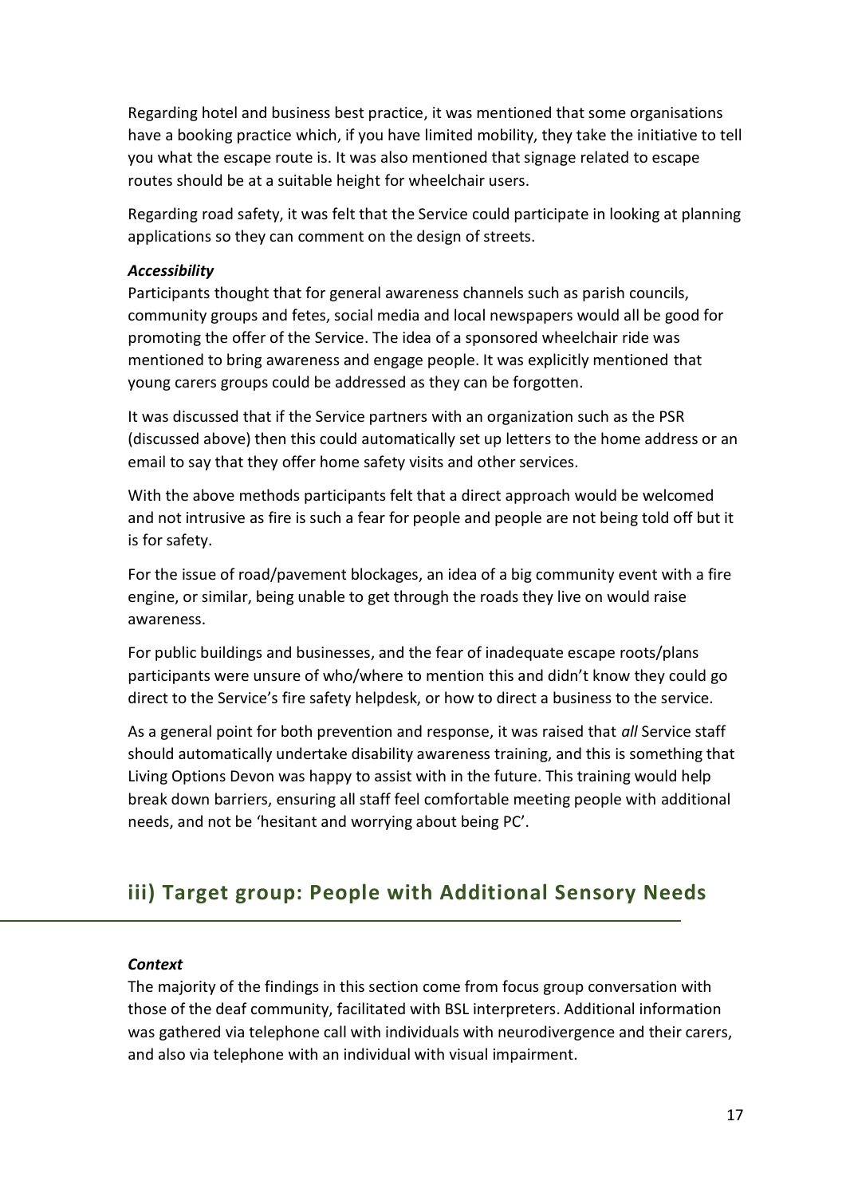Regarding hotel and business best practice, it was mentioned that some organisations have a booking practice which, if you have limited mobility, they take the initiative to tell you what the escape route is. It was also mentioned that signage related to escape routes should be at a suitable height for wheelchair users.

Regarding road safety, it was felt that the Service could participate in looking at planning applications so they can comment on the design of streets.

***Accessibility***

Participants thought that for general awareness channels such as parish councils, community groups and fetes, social media and local newspapers would all be good for promoting the offer of the Service. The idea of a sponsored wheelchair ride was mentioned to bring awareness and engage people. It was explicitly mentioned that young carers groups could be addressed as they can be forgotten.

It was discussed that if the Service partners with an organization such as the PSR (discussed above) then this could automatically set up letters to the home address or an email to say that they offer home safety visits and other services.

With the above methods participants felt that a direct approach would be welcomed and not intrusive as fire is such a fear for people and people are not being told off but it is for safety.

For the issue of road/pavement blockages, an idea of a big community event with a fire engine, or similar, being unable to get through the roads they live on would raise awareness.

For public buildings and businesses, and the fear of inadequate escape roots/plans participants were unsure of who/where to mention this and didn't know they could go direct to the Service's fire safety helpdesk, or how to direct a business to the service.

As a general point for both prevention and response, it was raised that *all* Service staff should automatically undertake disability awareness training, and this is something that Living Options Devon was happy to assist with in the future. This training would help break down barriers, ensuring all staff feel comfortable meeting people with additional needs, and not be 'hesitant and worrying about being PC'.

## iii) Target group: People with Additional Sensory Needs

***Context***

The majority of the findings in this section come from focus group conversation with those of the deaf community, facilitated with BSL interpreters. Additional information was gathered via telephone call with individuals with neurodivergence and their carers, and also via telephone with an individual with visual impairment.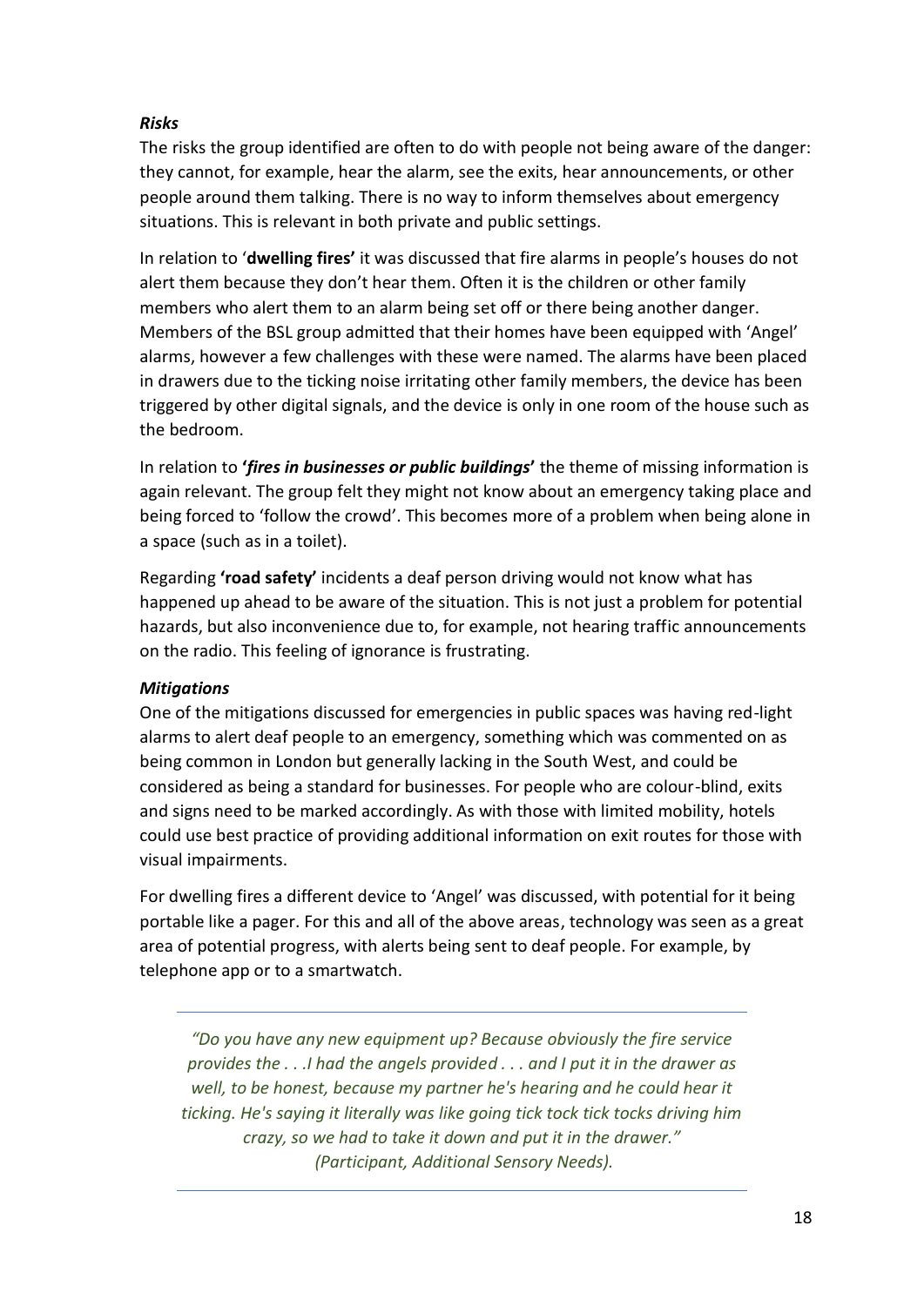***Risks***

The risks the group identified are often to do with people not being aware of the danger: they cannot, for example, hear the alarm, see the exits, hear announcements, or other people around them talking. There is no way to inform themselves about emergency situations. This is relevant in both private and public settings.

In relation to '**dwelling fires'** it was discussed that fire alarms in people's houses do not alert them because they don't hear them. Often it is the children or other family members who alert them to an alarm being set off or there being another danger. Members of the BSL group admitted that their homes have been equipped with 'Angel' alarms, however a few challenges with these were named. The alarms have been placed in drawers due to the ticking noise irritating other family members, the device has been triggered by other digital signals, and the device is only in one room of the house such as the bedroom.

In relation to **'*fires in businesses or public buildings*'** the theme of missing information is again relevant. The group felt they might not know about an emergency taking place and being forced to 'follow the crowd'. This becomes more of a problem when being alone in a space (such as in a toilet).

Regarding **'road safety'** incidents a deaf person driving would not know what has happened up ahead to be aware of the situation. This is not just a problem for potential hazards, but also inconvenience due to, for example, not hearing traffic announcements on the radio. This feeling of ignorance is frustrating.

***Mitigations***

One of the mitigations discussed for emergencies in public spaces was having red-light alarms to alert deaf people to an emergency, something which was commented on as being common in London but generally lacking in the South West, and could be considered as being a standard for businesses. For people who are colour-blind, exits and signs need to be marked accordingly. As with those with limited mobility, hotels could use best practice of providing additional information on exit routes for those with visual impairments.

For dwelling fires a different device to 'Angel' was discussed, with potential for it being portable like a pager. For this and all of the above areas, technology was seen as a great area of potential progress, with alerts being sent to deaf people. For example, by telephone app or to a smartwatch.

---

> *"Do you have any new equipment up? Because obviously the fire service provides the . . .I had the angels provided . . . and I put it in the drawer as well, to be honest, because my partner he's hearing and he could hear it ticking. He's saying it literally was like going tick tock tick tocks driving him crazy, so we had to take it down and put it in the drawer."*
> *(Participant, Additional Sensory Needs).*

---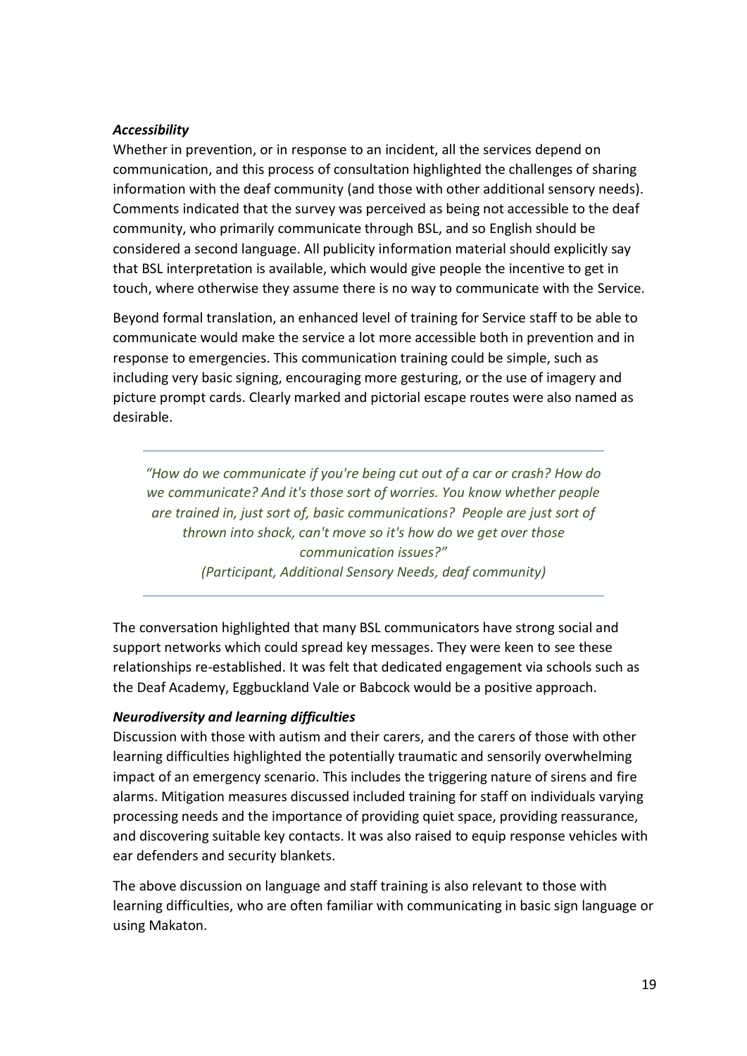***Accessibility***

Whether in prevention, or in response to an incident, all the services depend on communication, and this process of consultation highlighted the challenges of sharing information with the deaf community (and those with other additional sensory needs). Comments indicated that the survey was perceived as being not accessible to the deaf community, who primarily communicate through BSL, and so English should be considered a second language. All publicity information material should explicitly say that BSL interpretation is available, which would give people the incentive to get in touch, where otherwise they assume there is no way to communicate with the Service.

Beyond formal translation, an enhanced level of training for Service staff to be able to communicate would make the service a lot more accessible both in prevention and in response to emergencies. This communication training could be simple, such as including very basic signing, encouraging more gesturing, or the use of imagery and picture prompt cards. Clearly marked and pictorial escape routes were also named as desirable.

---

> *"How do we communicate if you're being cut out of a car or crash? How do we communicate? And it's those sort of worries. You know whether people are trained in, just sort of, basic communications? People are just sort of thrown into shock, can't move so it's how do we get over those communication issues?"*
> *(Participant, Additional Sensory Needs, deaf community)*

---

The conversation highlighted that many BSL communicators have strong social and support networks which could spread key messages. They were keen to see these relationships re-established. It was felt that dedicated engagement via schools such as the Deaf Academy, Eggbuckland Vale or Babcock would be a positive approach.

***Neurodiversity and learning difficulties***

Discussion with those with autism and their carers, and the carers of those with other learning difficulties highlighted the potentially traumatic and sensorily overwhelming impact of an emergency scenario. This includes the triggering nature of sirens and fire alarms. Mitigation measures discussed included training for staff on individuals varying processing needs and the importance of providing quiet space, providing reassurance, and discovering suitable key contacts. It was also raised to equip response vehicles with ear defenders and security blankets.

The above discussion on language and staff training is also relevant to those with learning difficulties, who are often familiar with communicating in basic sign language or using Makaton.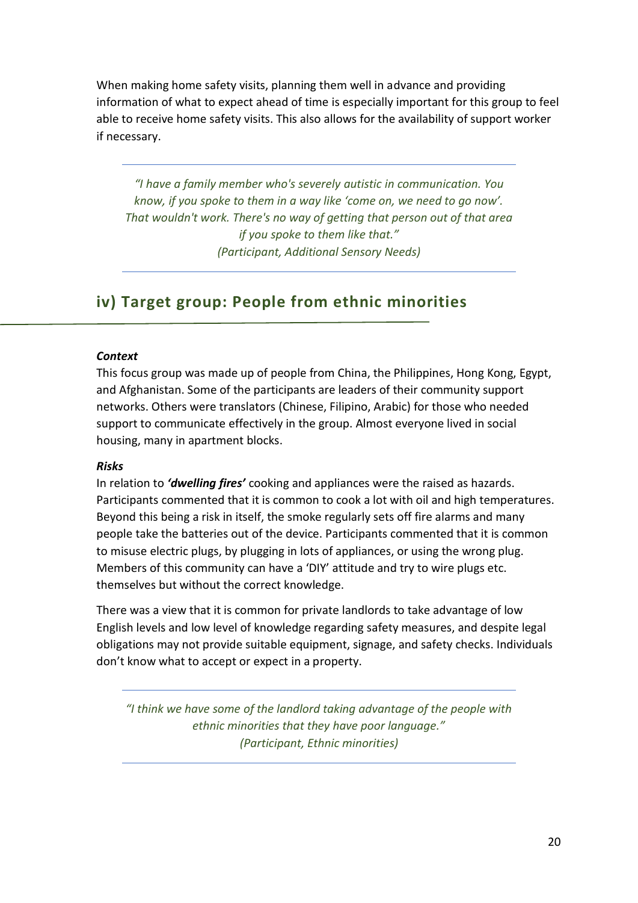When making home safety visits, planning them well in advance and providing information of what to expect ahead of time is especially important for this group to feel able to receive home safety visits. This also allows for the availability of support worker if necessary.

---

> *"I have a family member who's severely autistic in communication. You know, if you spoke to them in a way like 'come on, we need to go now'. That wouldn't work. There's no way of getting that person out of that area if you spoke to them like that."*
> *(Participant, Additional Sensory Needs)*

---

## iv) Target group: People from ethnic minorities

***Context***

This focus group was made up of people from China, the Philippines, Hong Kong, Egypt, and Afghanistan. Some of the participants are leaders of their community support networks. Others were translators (Chinese, Filipino, Arabic) for those who needed support to communicate effectively in the group. Almost everyone lived in social housing, many in apartment blocks.

***Risks***

In relation to ***'dwelling fires'*** cooking and appliances were the raised as hazards. Participants commented that it is common to cook a lot with oil and high temperatures. Beyond this being a risk in itself, the smoke regularly sets off fire alarms and many people take the batteries out of the device. Participants commented that it is common to misuse electric plugs, by plugging in lots of appliances, or using the wrong plug. Members of this community can have a 'DIY' attitude and try to wire plugs etc. themselves but without the correct knowledge.

There was a view that it is common for private landlords to take advantage of low English levels and low level of knowledge regarding safety measures, and despite legal obligations may not provide suitable equipment, signage, and safety checks. Individuals don't know what to accept or expect in a property.

---

> *"I think we have some of the landlord taking advantage of the people with ethnic minorities that they have poor language."*
> *(Participant, Ethnic minorities)*

---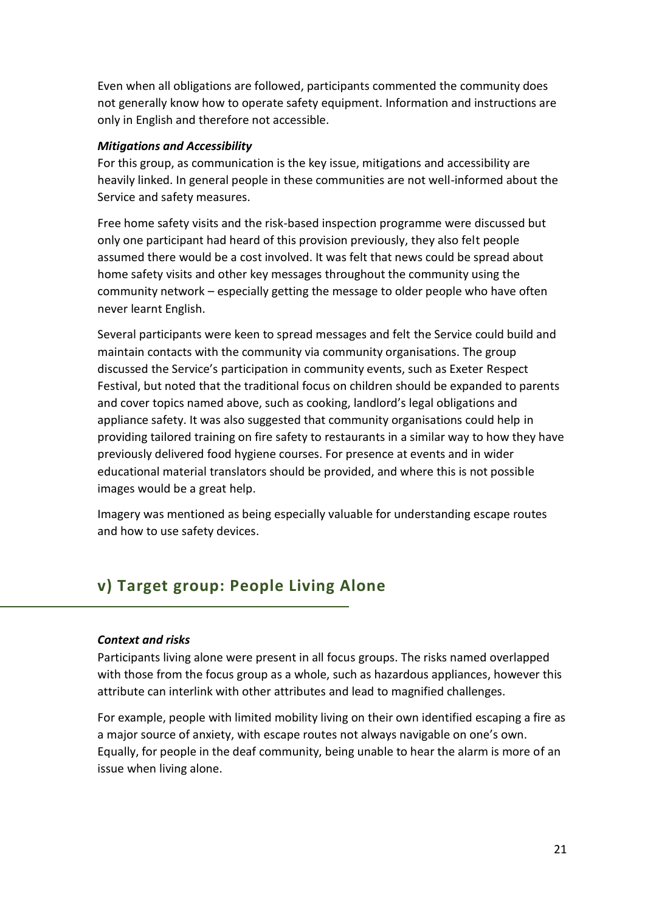Even when all obligations are followed, participants commented the community does not generally know how to operate safety equipment. Information and instructions are only in English and therefore not accessible.

#### *Mitigations and Accessibility*

For this group, as communication is the key issue, mitigations and accessibility are heavily linked. In general people in these communities are not well-informed about the Service and safety measures.

Free home safety visits and the risk-based inspection programme were discussed but only one participant had heard of this provision previously, they also felt people assumed there would be a cost involved. It was felt that news could be spread about home safety visits and other key messages throughout the community using the community network – especially getting the message to older people who have often never learnt English.

Several participants were keen to spread messages and felt the Service could build and maintain contacts with the community via community organisations. The group discussed the Service's participation in community events, such as Exeter Respect Festival, but noted that the traditional focus on children should be expanded to parents and cover topics named above, such as cooking, landlord's legal obligations and appliance safety. It was also suggested that community organisations could help in providing tailored training on fire safety to restaurants in a similar way to how they have previously delivered food hygiene courses. For presence at events and in wider educational material translators should be provided, and where this is not possible images would be a great help.

Imagery was mentioned as being especially valuable for understanding escape routes and how to use safety devices.

## v) Target group: People Living Alone

#### *Context and risks*

Participants living alone were present in all focus groups. The risks named overlapped with those from the focus group as a whole, such as hazardous appliances, however this attribute can interlink with other attributes and lead to magnified challenges.

For example, people with limited mobility living on their own identified escaping a fire as a major source of anxiety, with escape routes not always navigable on one's own. Equally, for people in the deaf community, being unable to hear the alarm is more of an issue when living alone.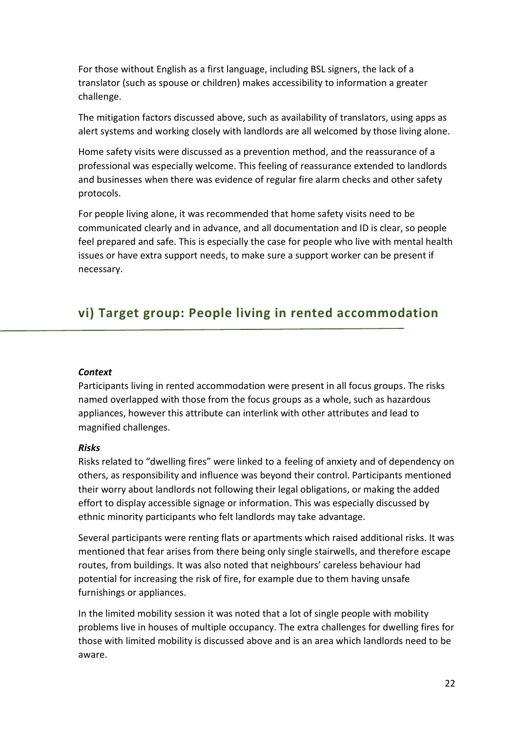For those without English as a first language, including BSL signers, the lack of a translator (such as spouse or children) makes accessibility to information a greater challenge.

The mitigation factors discussed above, such as availability of translators, using apps as alert systems and working closely with landlords are all welcomed by those living alone.

Home safety visits were discussed as a prevention method, and the reassurance of a professional was especially welcome. This feeling of reassurance extended to landlords and businesses when there was evidence of regular fire alarm checks and other safety protocols.

For people living alone, it was recommended that home safety visits need to be communicated clearly and in advance, and all documentation and ID is clear, so people feel prepared and safe. This is especially the case for people who live with mental health issues or have extra support needs, to make sure a support worker can be present if necessary.

## vi) Target group: People living in rented accommodation

***Context***
Participants living in rented accommodation were present in all focus groups. The risks named overlapped with those from the focus groups as a whole, such as hazardous appliances, however this attribute can interlink with other attributes and lead to magnified challenges.

***Risks***
Risks related to "dwelling fires" were linked to a feeling of anxiety and of dependency on others, as responsibility and influence was beyond their control. Participants mentioned their worry about landlords not following their legal obligations, or making the added effort to display accessible signage or information. This was especially discussed by ethnic minority participants who felt landlords may take advantage.

Several participants were renting flats or apartments which raised additional risks. It was mentioned that fear arises from there being only single stairwells, and therefore escape routes, from buildings. It was also noted that neighbours' careless behaviour had potential for increasing the risk of fire, for example due to them having unsafe furnishings or appliances.

In the limited mobility session it was noted that a lot of single people with mobility problems live in houses of multiple occupancy. The extra challenges for dwelling fires for those with limited mobility is discussed above and is an area which landlords need to be aware.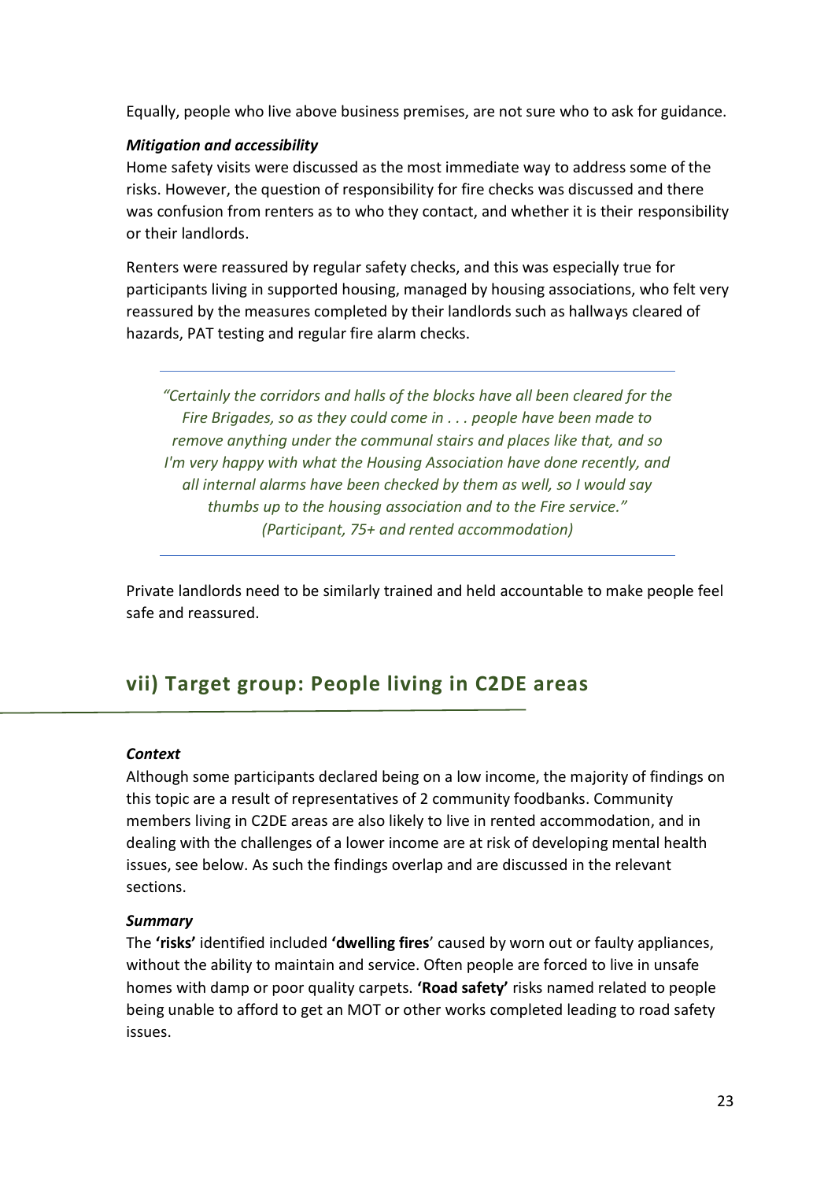Equally, people who live above business premises, are not sure who to ask for guidance.

***Mitigation and accessibility***

Home safety visits were discussed as the most immediate way to address some of the risks. However, the question of responsibility for fire checks was discussed and there was confusion from renters as to who they contact, and whether it is their responsibility or their landlords.

Renters were reassured by regular safety checks, and this was especially true for participants living in supported housing, managed by housing associations, who felt very reassured by the measures completed by their landlords such as hallways cleared of hazards, PAT testing and regular fire alarm checks.

---

*"Certainly the corridors and halls of the blocks have all been cleared for the Fire Brigades, so as they could come in . . . people have been made to remove anything under the communal stairs and places like that, and so I'm very happy with what the Housing Association have done recently, and all internal alarms have been checked by them as well, so I would say thumbs up to the housing association and to the Fire service."*
*(Participant, 75+ and rented accommodation)*

---

Private landlords need to be similarly trained and held accountable to make people feel safe and reassured.

## vii) Target group: People living in C2DE areas

***Context***

Although some participants declared being on a low income, the majority of findings on this topic are a result of representatives of 2 community foodbanks. Community members living in C2DE areas are also likely to live in rented accommodation, and in dealing with the challenges of a lower income are at risk of developing mental health issues, see below. As such the findings overlap and are discussed in the relevant sections.

***Summary***

The **'risks'** identified included **'dwelling fires**' caused by worn out or faulty appliances, without the ability to maintain and service. Often people are forced to live in unsafe homes with damp or poor quality carpets. **'Road safety'** risks named related to people being unable to afford to get an MOT or other works completed leading to road safety issues.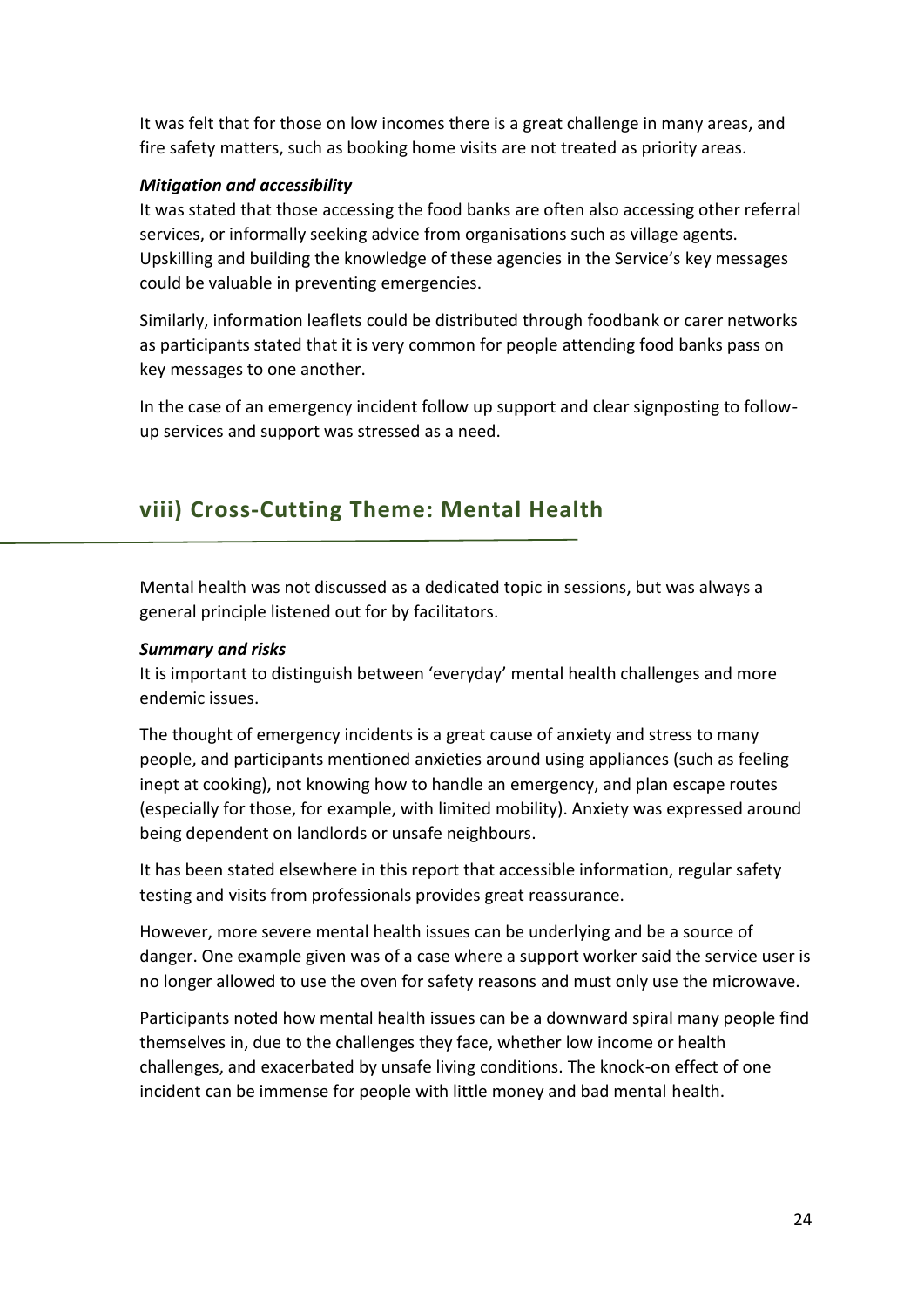It was felt that for those on low incomes there is a great challenge in many areas, and fire safety matters, such as booking home visits are not treated as priority areas.

***Mitigation and accessibility***

It was stated that those accessing the food banks are often also accessing other referral services, or informally seeking advice from organisations such as village agents. Upskilling and building the knowledge of these agencies in the Service's key messages could be valuable in preventing emergencies.

Similarly, information leaflets could be distributed through foodbank or carer networks as participants stated that it is very common for people attending food banks pass on key messages to one another.

In the case of an emergency incident follow up support and clear signposting to follow-up services and support was stressed as a need.

## viii) Cross-Cutting Theme: Mental Health

Mental health was not discussed as a dedicated topic in sessions, but was always a general principle listened out for by facilitators.

***Summary and risks***

It is important to distinguish between 'everyday' mental health challenges and more endemic issues.

The thought of emergency incidents is a great cause of anxiety and stress to many people, and participants mentioned anxieties around using appliances (such as feeling inept at cooking), not knowing how to handle an emergency, and plan escape routes (especially for those, for example, with limited mobility). Anxiety was expressed around being dependent on landlords or unsafe neighbours.

It has been stated elsewhere in this report that accessible information, regular safety testing and visits from professionals provides great reassurance.

However, more severe mental health issues can be underlying and be a source of danger. One example given was of a case where a support worker said the service user is no longer allowed to use the oven for safety reasons and must only use the microwave.

Participants noted how mental health issues can be a downward spiral many people find themselves in, due to the challenges they face, whether low income or health challenges, and exacerbated by unsafe living conditions. The knock-on effect of one incident can be immense for people with little money and bad mental health.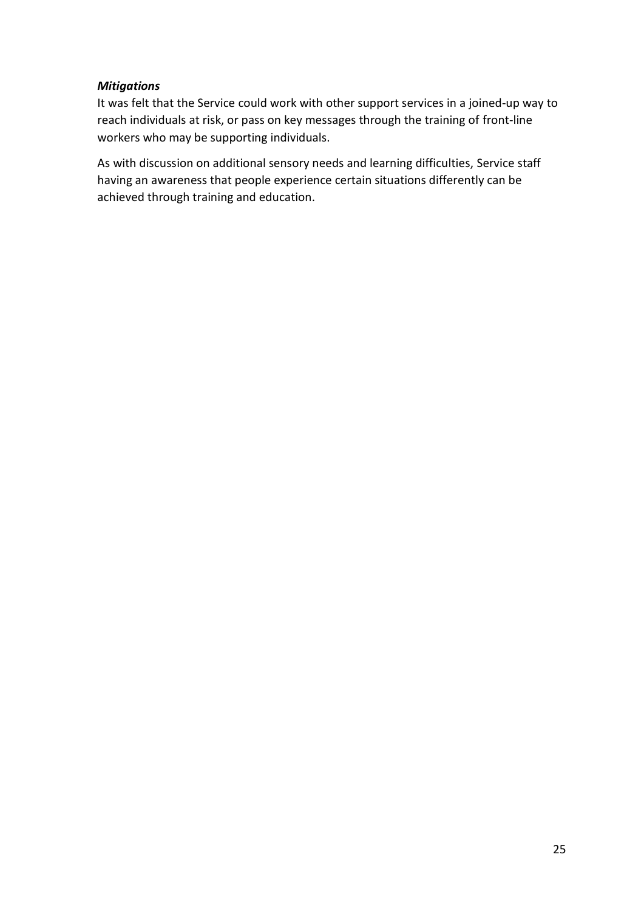***Mitigations***

It was felt that the Service could work with other support services in a joined-up way to reach individuals at risk, or pass on key messages through the training of front-line workers who may be supporting individuals.

As with discussion on additional sensory needs and learning difficulties, Service staff having an awareness that people experience certain situations differently can be achieved through training and education.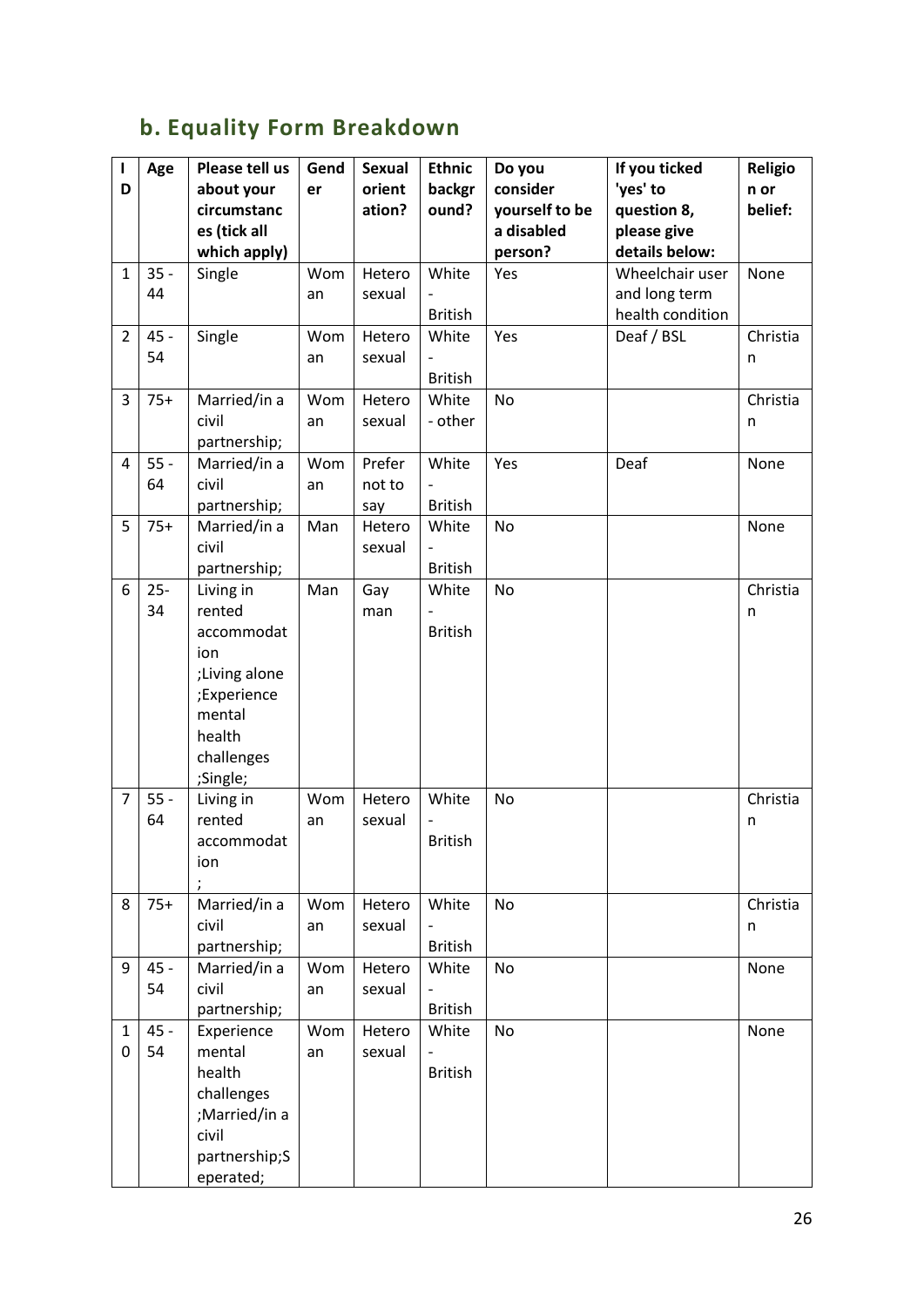## b. Equality Form Breakdown

| ID | Age | Please tell us about your circumstances (tick all which apply) | Gender | Sexual orientation? | Ethnic background? | Do you consider yourself to be a disabled person? | If you ticked 'yes' to question 8, please give details below: | Religion or belief: |
|---|---|---|---|---|---|---|---|---|
| 1 | 35 - 44 | Single | Woman | Heterosexual | White - British | Yes | Wheelchair user and long term health condition | None |
| 2 | 45 - 54 | Single | Woman | Heterosexual | White - British | Yes | Deaf / BSL | Christian |
| 3 | 75+ | Married/in a civil partnership; | Woman | Heterosexual | White - other | No | | Christian |
| 4 | 55 - 64 | Married/in a civil partnership; | Woman | Prefer not to say | White - British | Yes | Deaf | None |
| 5 | 75+ | Married/in a civil partnership; | Man | Heterosexual | White - British | No | | None |
| 6 | 25-34 | Living in rented accommodation ;Living alone ;Experience mental health challenges ;Single; | Man | Gay man | White - British | No | | Christian |
| 7 | 55 - 64 | Living in rented accommodation ; | Woman | Heterosexual | White - British | No | | Christian |
| 8 | 75+ | Married/in a civil partnership; | Woman | Heterosexual | White - British | No | | Christian |
| 9 | 45 - 54 | Married/in a civil partnership; | Woman | Heterosexual | White - British | No | | None |
| 10 | 45 - 54 | Experience mental health challenges ;Married/in a civil partnership;Seperated; | Woman | Heterosexual | White - British | No | | None |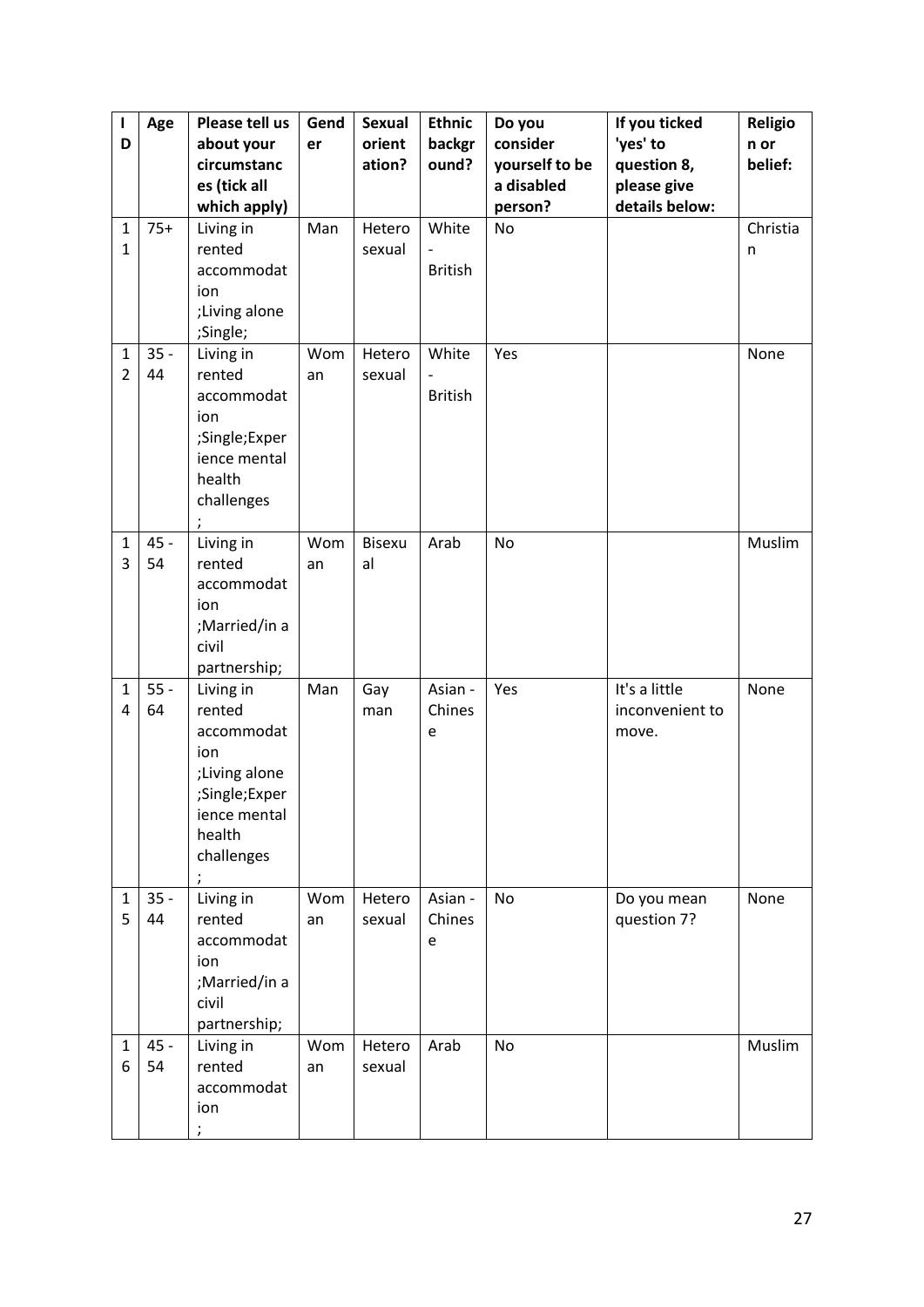| ID | Age | Please tell us about your circumstances (tick all which apply) | Gender | Sexual orientation? | Ethnic background? | Do you consider yourself to be a disabled person? | If you ticked 'yes' to question 8, please give details below: | Religion or belief: |
|---|---|---|---|---|---|---|---|---|
| 11 | 75+ | Living in rented accommodation ;Living alone ;Single; | Man | Heterosexual | White - British | No | | Christian |
| 12 | 35 - 44 | Living in rented accommodation ;Single;Experience mental health challenges ; | Woman | Heterosexual | White - British | Yes | | None |
| 13 | 45 - 54 | Living in rented accommodation ;Married/in a civil partnership; | Woman | Bisexual | Arab | No | | Muslim |
| 14 | 55 - 64 | Living in rented accommodation ;Living alone ;Single;Experience mental health challenges ; | Man | Gay man | Asian - Chinese | Yes | It's a little inconvenient to move. | None |
| 15 | 35 - 44 | Living in rented accommodation ;Married/in a civil partnership; | Woman | Heterosexual | Asian - Chinese | No | Do you mean question 7? | None |
| 16 | 45 - 54 | Living in rented accommodation ; | Woman | Heterosexual | Arab | No | | Muslim |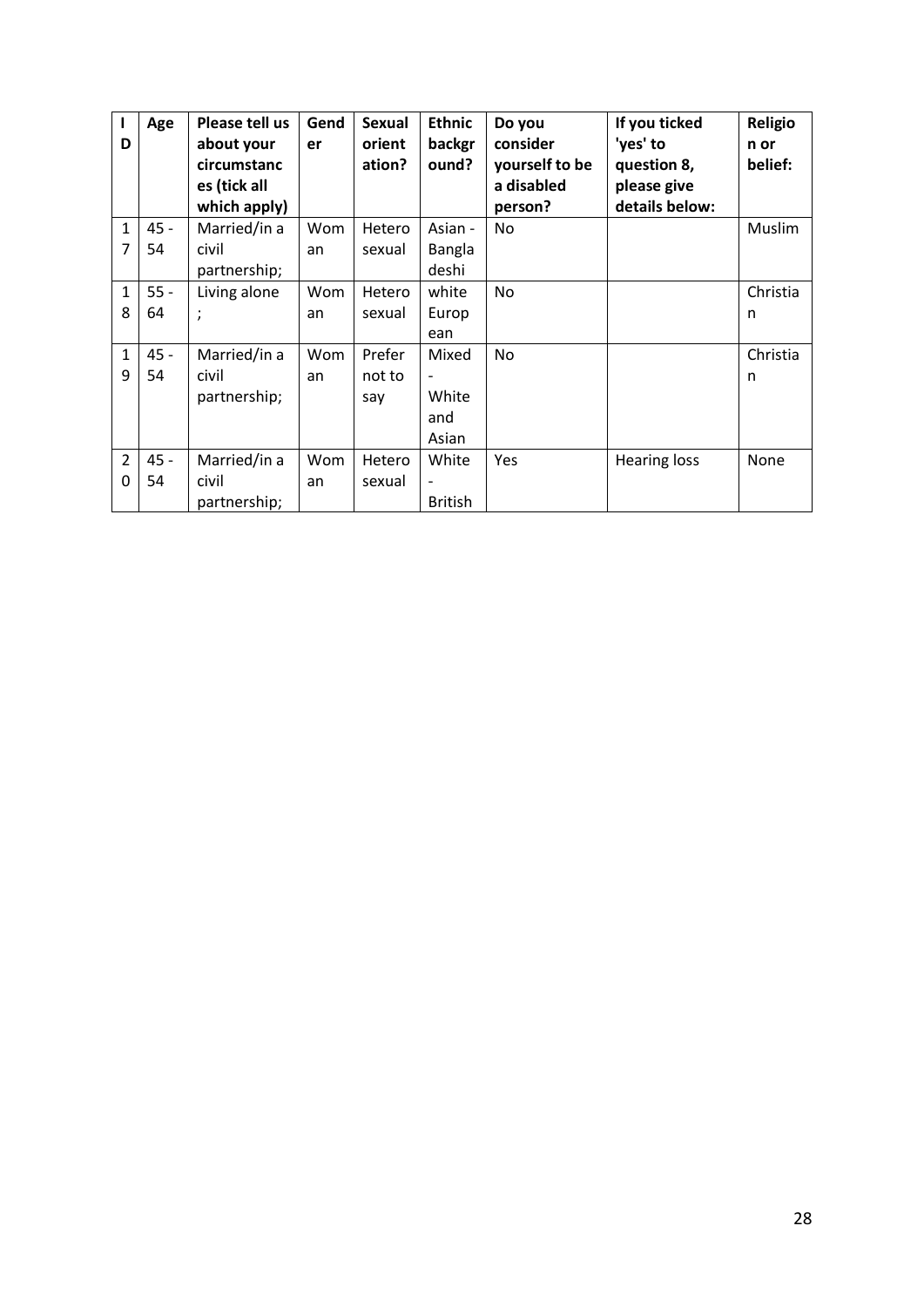| ID | Age | Please tell us about your circumstances (tick all which apply) | Gender | Sexual orientation? | Ethnic background? | Do you consider yourself to be a disabled person? | If you ticked 'yes' to question 8, please give details below: | Religion or belief: |
|---|---|---|---|---|---|---|---|---|
| 17 | 45 - 54 | Married/in a civil partnership; | Woman | Heterosexual | Asian - Bangladeshi | No | | Muslim |
| 18 | 55 - 64 | Living alone ; | Woman | Heterosexual | white European | No | | Christian |
| 19 | 45 - 54 | Married/in a civil partnership; | Woman | Prefer not to say | Mixed - White and Asian | No | | Christian |
| 20 | 45 - 54 | Married/in a civil partnership; | Woman | Heterosexual | White - British | Yes | Hearing loss | None |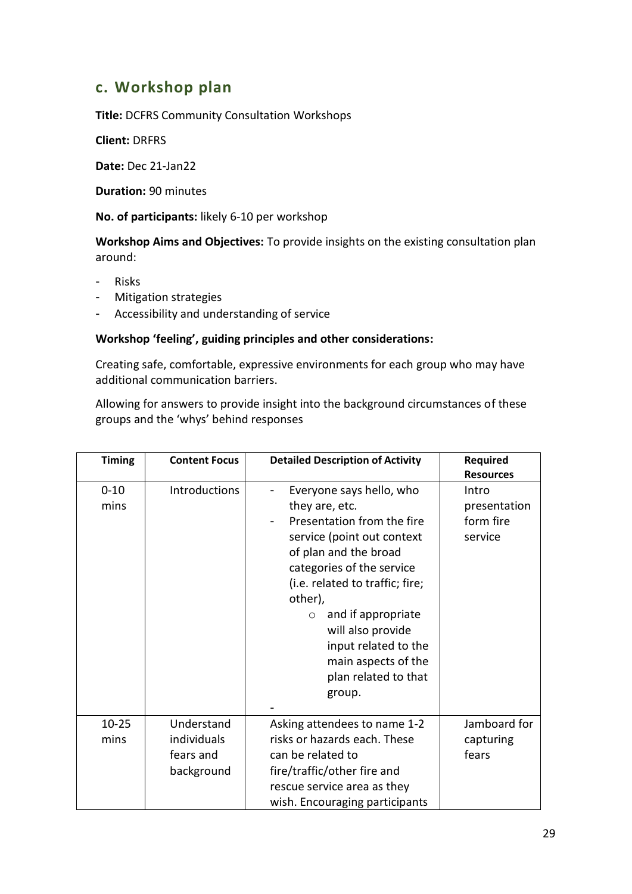## c. Workshop plan

**Title:** DCFRS Community Consultation Workshops

**Client:** DRFRS

**Date:** Dec 21-Jan22

**Duration:** 90 minutes

**No. of participants:** likely 6-10 per workshop

**Workshop Aims and Objectives:** To provide insights on the existing consultation plan around:

- Risks
- Mitigation strategies
- Accessibility and understanding of service

**Workshop 'feeling', guiding principles and other considerations:**

Creating safe, comfortable, expressive environments for each group who may have additional communication barriers.

Allowing for answers to provide insight into the background circumstances of these groups and the 'whys' behind responses

| Timing | Content Focus | Detailed Description of Activity | Required Resources |
|---|---|---|---|
| 0-10 mins | Introductions | - Everyone says hello, who they are, etc.<br>- Presentation from the fire service (point out context of plan and the broad categories of the service (i.e. related to traffic; fire; other),<br>&nbsp;&nbsp;&nbsp;&nbsp;○ and if appropriate will also provide input related to the main aspects of the plan related to that group.<br>- | Intro presentation form fire service |
| 10-25 mins | Understand individuals fears and background | Asking attendees to name 1-2 risks or hazards each. These can be related to fire/traffic/other fire and rescue service area as they wish. Encouraging participants | Jamboard for capturing fears |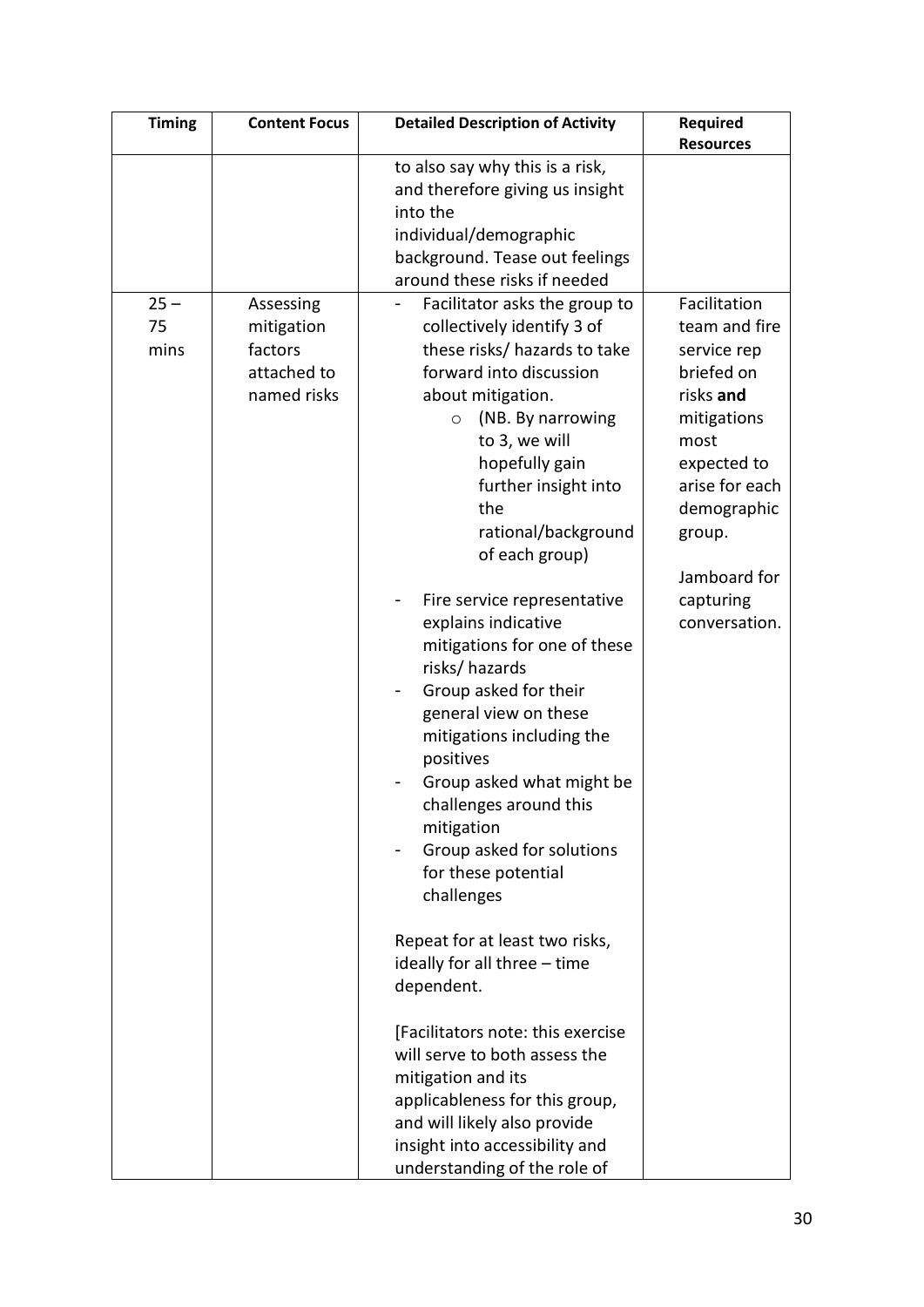| Timing | Content Focus | Detailed Description of Activity | Required Resources |
|---|---|---|---|
| | | to also say why this is a risk, and therefore giving us insight into the individual/demographic background. Tease out feelings around these risks if needed | |
| 25 – 75 mins | Assessing mitigation factors attached to named risks | - Facilitator asks the group to collectively identify 3 of these risks/ hazards to take forward into discussion about mitigation.<br>  ○ (NB. By narrowing to 3, we will hopefully gain further insight into the rational/background of each group)<br><br>- Fire service representative explains indicative mitigations for one of these risks/ hazards<br>- Group asked for their general view on these mitigations including the positives<br>- Group asked what might be challenges around this mitigation<br>- Group asked for solutions for these potential challenges<br><br>Repeat for at least two risks, ideally for all three – time dependent.<br><br>[Facilitators note: this exercise will serve to both assess the mitigation and its applicableness for this group, and will likely also provide insight into accessibility and understanding of the role of | Facilitation team and fire service rep briefed on risks **and** mitigations most expected to arise for each demographic group.<br><br>Jamboard for capturing conversation. |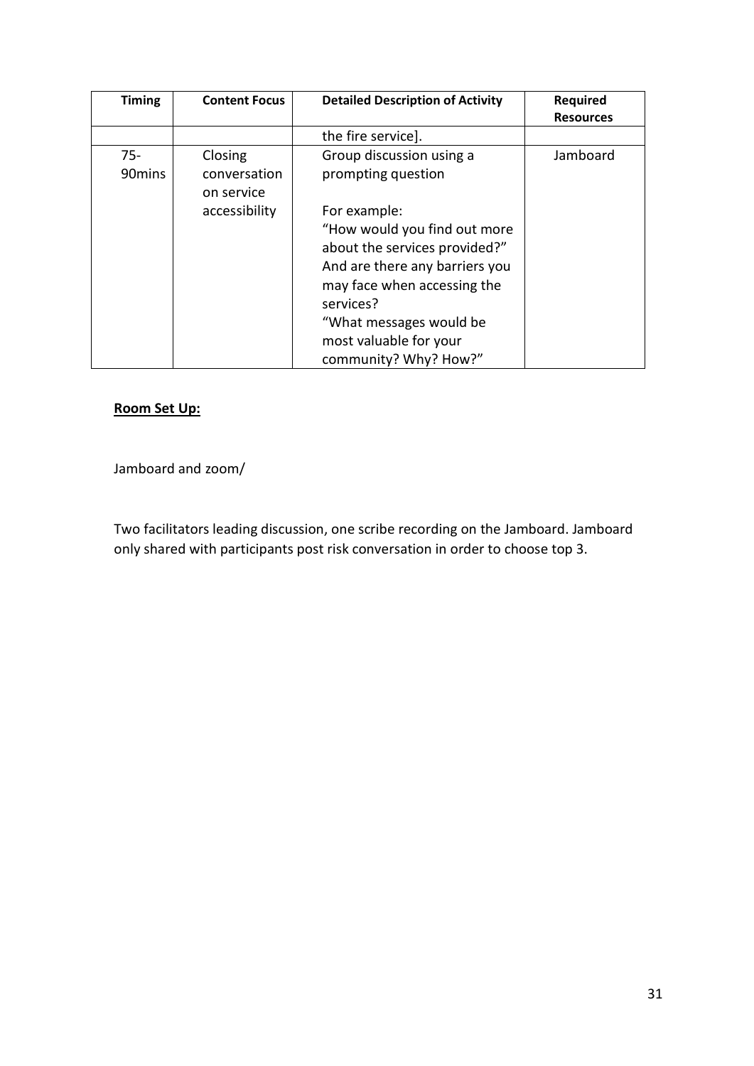| Timing | Content Focus | Detailed Description of Activity | Required Resources |
|---|---|---|---|
| | | the fire service]. | |
| 75-90mins | Closing conversation on service accessibility | Group discussion using a prompting question<br><br>For example:<br>"How would you find out more about the services provided?" And are there any barriers you may face when accessing the services?<br>"What messages would be most valuable for your community? Why? How?" | Jamboard |

**<u>Room Set Up:</u>**

Jamboard and zoom/

Two facilitators leading discussion, one scribe recording on the Jamboard. Jamboard only shared with participants post risk conversation in order to choose top 3.